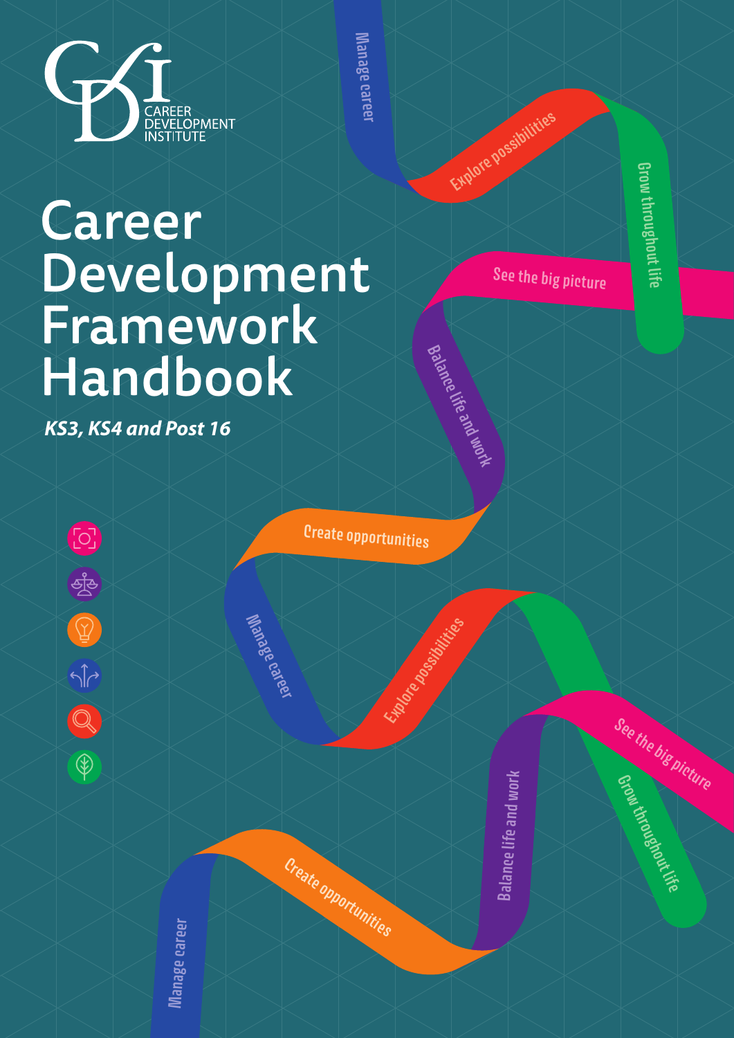CAREER DEVELOPMENT INSTITUTE

# Career Development Framework Handbook

***KS3, KS4 and Post 16***

Manage career

Explore possibilities

Grow throughout life

See the big picture

Balance life and work

Create opportunities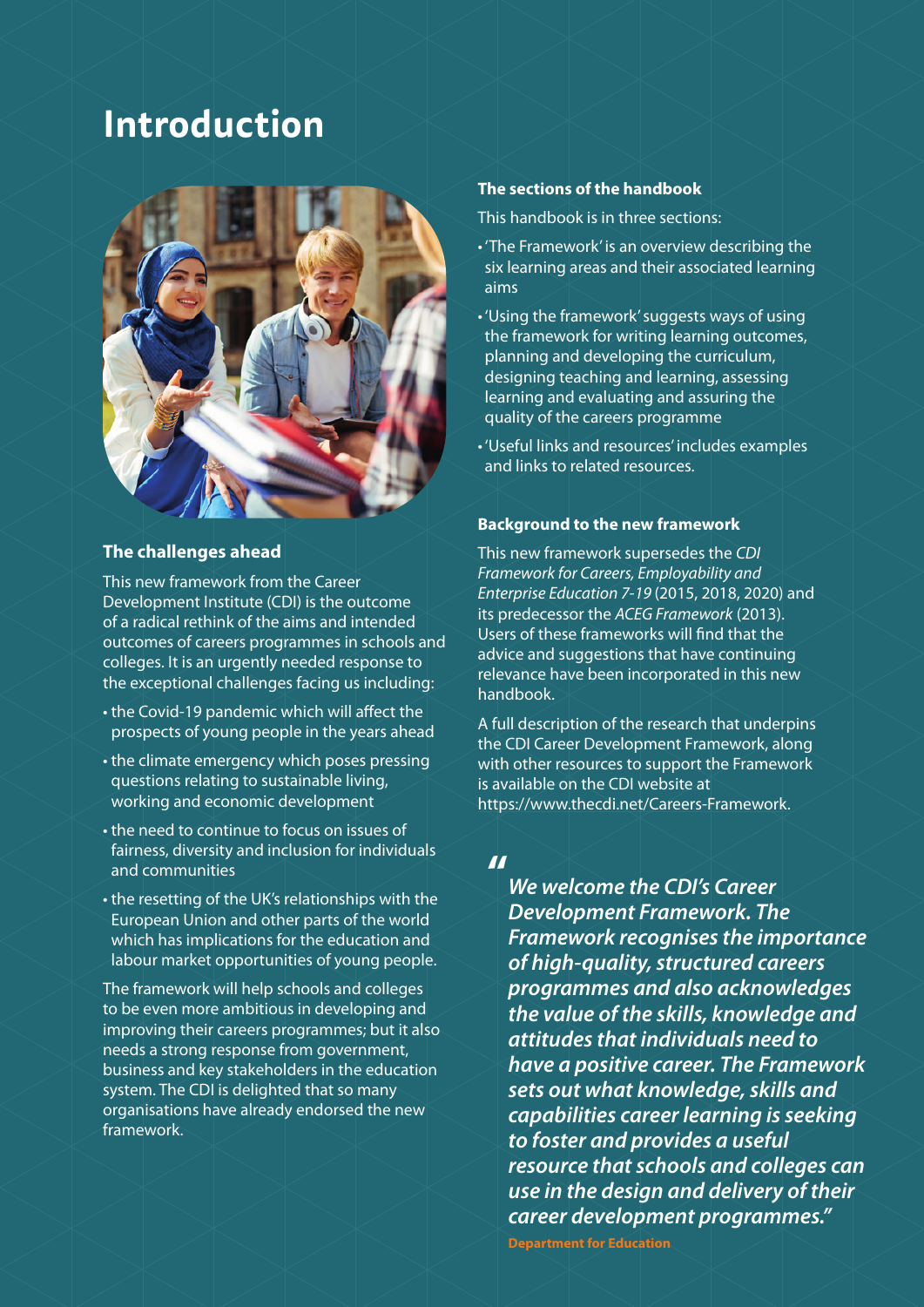# Introduction

### The challenges ahead

This new framework from the Career Development Institute (CDI) is the outcome of a radical rethink of the aims and intended outcomes of careers programmes in schools and colleges. It is an urgently needed response to the exceptional challenges facing us including:

- the Covid-19 pandemic which will affect the prospects of young people in the years ahead
- the climate emergency which poses pressing questions relating to sustainable living, working and economic development
- the need to continue to focus on issues of fairness, diversity and inclusion for individuals and communities
- the resetting of the UK's relationships with the European Union and other parts of the world which has implications for the education and labour market opportunities of young people.

The framework will help schools and colleges to be even more ambitious in developing and improving their careers programmes; but it also needs a strong response from government, business and key stakeholders in the education system. The CDI is delighted that so many organisations have already endorsed the new framework.

### The sections of the handbook

This handbook is in three sections:

- 'The Framework' is an overview describing the six learning areas and their associated learning aims
- 'Using the framework' suggests ways of using the framework for writing learning outcomes, planning and developing the curriculum, designing teaching and learning, assessing learning and evaluating and assuring the quality of the careers programme
- 'Useful links and resources' includes examples and links to related resources.

### Background to the new framework

This new framework supersedes the *CDI Framework for Careers, Employability and Enterprise Education 7-19* (2015, 2018, 2020) and its predecessor the *ACEG Framework* (2013). Users of these frameworks will find that the advice and suggestions that have continuing relevance have been incorporated in this new handbook.

A full description of the research that underpins the CDI Career Development Framework, along with other resources to support the Framework is available on the CDI website at https://www.thecdi.net/Careers-Framework.

> ***"We welcome the CDI's Career Development Framework. The Framework recognises the importance of high-quality, structured careers programmes and also acknowledges the value of the skills, knowledge and attitudes that individuals need to have a positive career. The Framework sets out what knowledge, skills and capabilities career learning is seeking to foster and provides a useful resource that schools and colleges can use in the design and delivery of their career development programmes."***
>
> **Department for Education**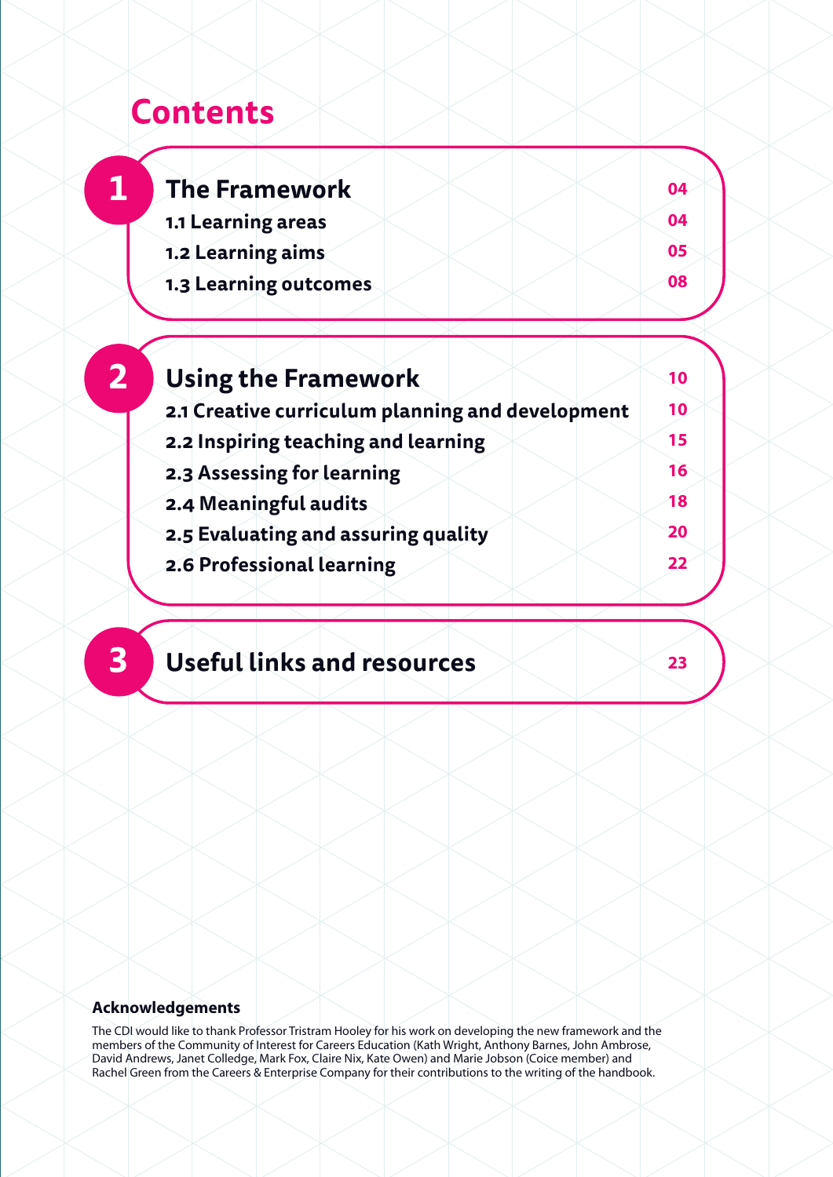# Contents

| | | |
|---|---|---|
| **1** | **The Framework** | **04** |
| | **1.1 Learning areas** | **04** |
| | **1.2 Learning aims** | **05** |
| | **1.3 Learning outcomes** | **08** |
| **2** | **Using the Framework** | **10** |
| | **2.1 Creative curriculum planning and development** | **10** |
| | **2.2 Inspiring teaching and learning** | **15** |
| | **2.3 Assessing for learning** | **16** |
| | **2.4 Meaningful audits** | **18** |
| | **2.5 Evaluating and assuring quality** | **20** |
| | **2.6 Professional learning** | **22** |
| **3** | **Useful links and resources** | **23** |

**Acknowledgements**

The CDI would like to thank Professor Tristram Hooley for his work on developing the new framework and the members of the Community of Interest for Careers Education (Kath Wright, Anthony Barnes, John Ambrose, David Andrews, Janet Colledge, Mark Fox, Claire Nix, Kate Owen) and Marie Jobson (Coice member) and Rachel Green from the Careers & Enterprise Company for their contributions to the writing of the handbook.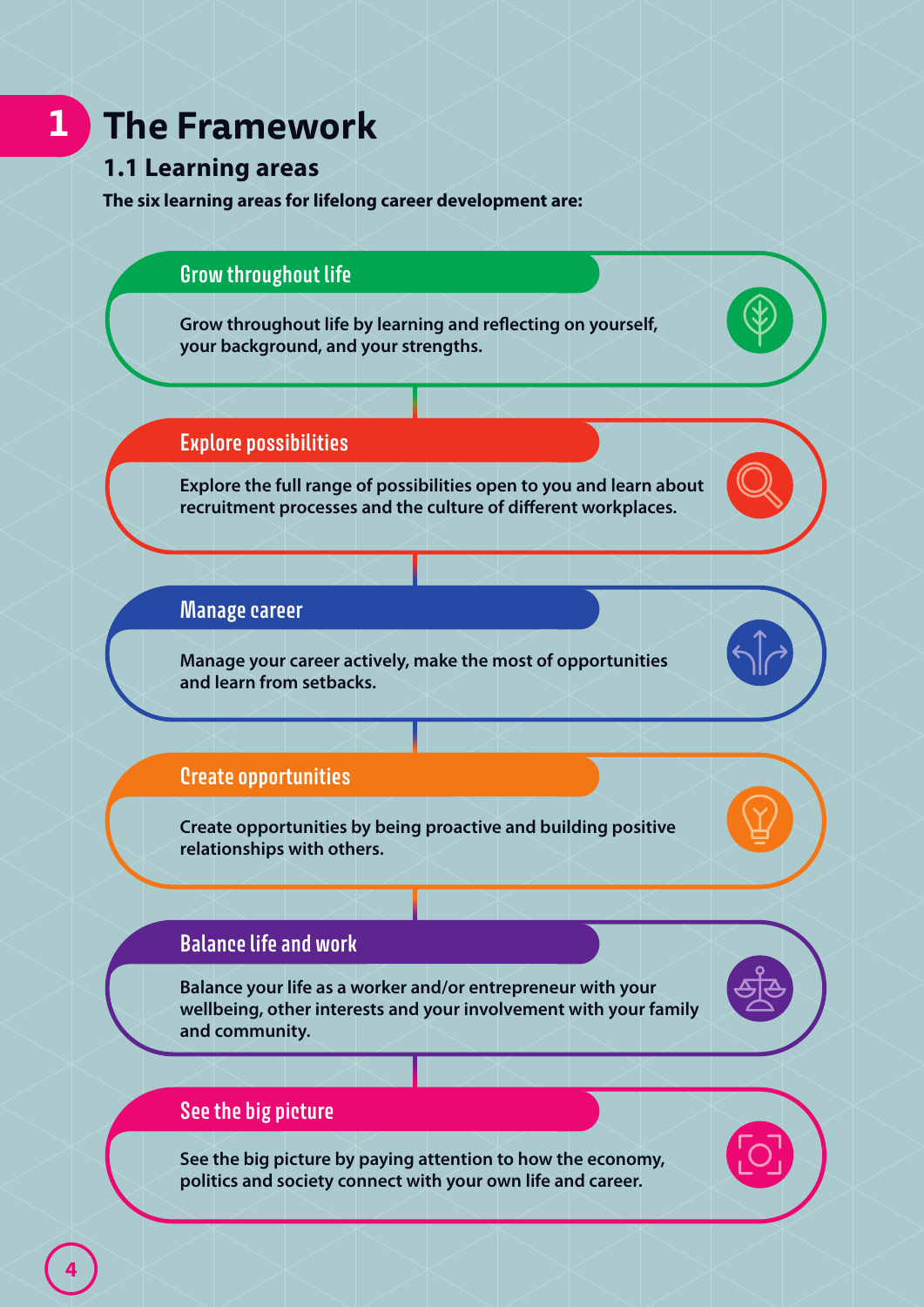# 1 The Framework

## 1.1 Learning areas

**The six learning areas for lifelong career development are:**

### Grow throughout life

Grow throughout life by learning and reflecting on yourself, your background, and your strengths.

### Explore possibilities

Explore the full range of possibilities open to you and learn about recruitment processes and the culture of different workplaces.

### Manage career

Manage your career actively, make the most of opportunities and learn from setbacks.

### Create opportunities

Create opportunities by being proactive and building positive relationships with others.

### Balance life and work

Balance your life as a worker and/or entrepreneur with your wellbeing, other interests and your involvement with your family and community.

### See the big picture

See the big picture by paying attention to how the economy, politics and society connect with your own life and career.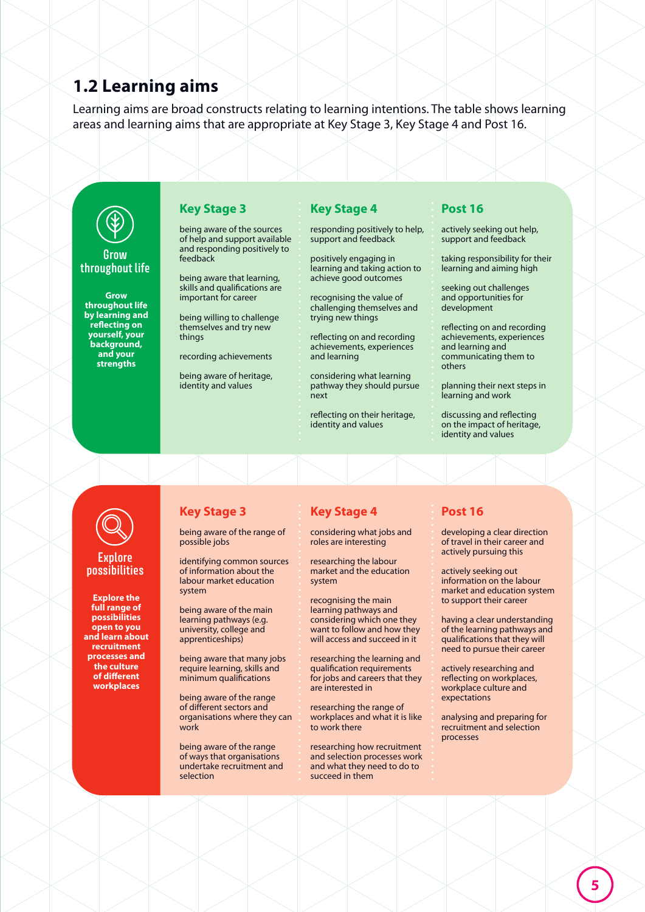## 1.2 Learning aims

Learning aims are broad constructs relating to learning intentions. The table shows learning areas and learning aims that are appropriate at Key Stage 3, Key Stage 4 and Post 16.

| Learning area | Key Stage 3 | Key Stage 4 | Post 16 |
|---|---|---|---|
| **Grow throughout life**<br><br>**Grow throughout life by learning and reflecting on yourself, your background, and your strengths** | being aware of the sources of help and support available and responding positively to feedback<br><br>being aware that learning, skills and qualifications are important for career<br><br>being willing to challenge themselves and try new things<br><br>recording achievements<br><br>being aware of heritage, identity and values | responding positively to help, support and feedback<br><br>positively engaging in learning and taking action to achieve good outcomes<br><br>recognising the value of challenging themselves and trying new things<br><br>reflecting on and recording achievements, experiences and learning<br><br>considering what learning pathway they should pursue next<br><br>reflecting on their heritage, identity and values | actively seeking out help, support and feedback<br><br>taking responsibility for their learning and aiming high<br><br>seeking out challenges and opportunities for development<br><br>reflecting on and recording achievements, experiences and learning and communicating them to others<br><br>planning their next steps in learning and work<br><br>discussing and reflecting on the impact of heritage, identity and values |
| **Explore possibilities**<br><br>**Explore the full range of possibilities open to you and learn about recruitment processes and the culture of different workplaces** | being aware of the range of possible jobs<br><br>identifying common sources of information about the labour market education system<br><br>being aware of the main learning pathways (e.g. university, college and apprenticeships)<br><br>being aware that many jobs require learning, skills and minimum qualifications<br><br>being aware of the range of different sectors and organisations where they can work<br><br>being aware of the range of ways that organisations undertake recruitment and selection | considering what jobs and roles are interesting<br><br>researching the labour market and the education system<br><br>recognising the main learning pathways and considering which one they want to follow and how they will access and succeed in it<br><br>researching the learning and qualification requirements for jobs and careers that they are interested in<br><br>researching the range of workplaces and what it is like to work there<br><br>researching how recruitment and selection processes work and what they need to do to succeed in them | developing a clear direction of travel in their career and actively pursuing this<br><br>actively seeking out information on the labour market and education system to support their career<br><br>having a clear understanding of the learning pathways and qualifications that they will need to pursue their career<br><br>actively researching and reflecting on workplaces, workplace culture and expectations<br><br>analysing and preparing for recruitment and selection processes |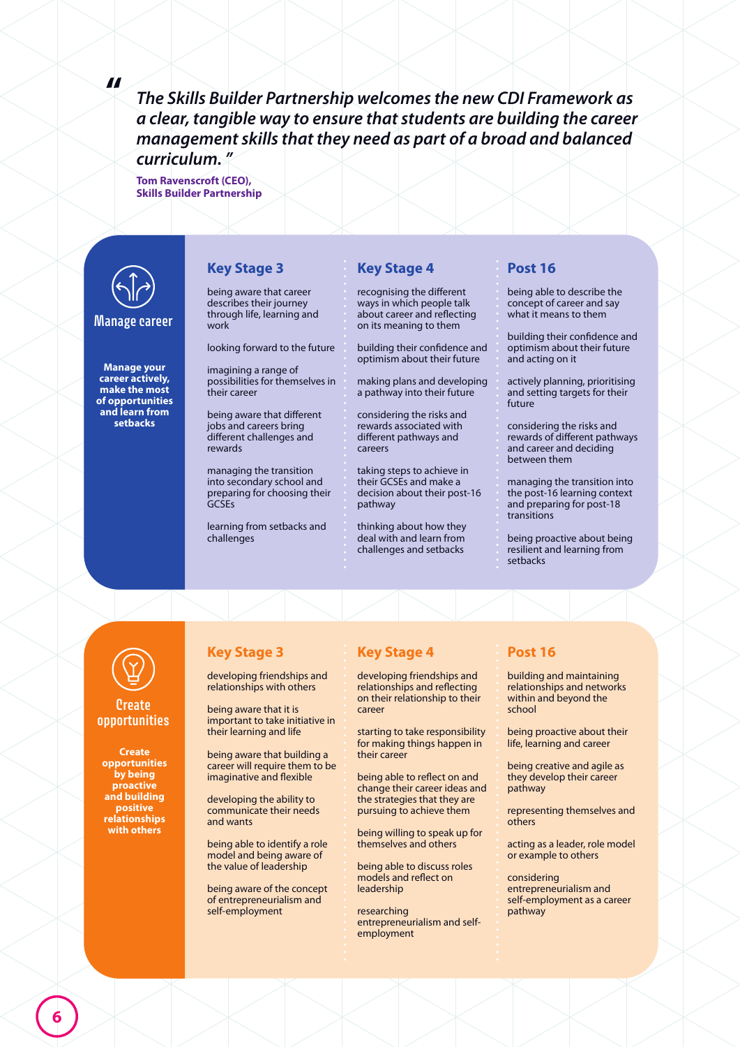> *The Skills Builder Partnership welcomes the new CDI Framework as a clear, tangible way to ensure that students are building the career management skills that they need as part of a broad and balanced curriculum."*
>
> **Tom Ravenscroft (CEO), Skills Builder Partnership**

## Manage career

**Manage your career actively, make the most of opportunities and learn from setbacks**

| Key Stage 3 | Key Stage 4 | Post 16 |
|---|---|---|
| being aware that career describes their journey through life, learning and work | recognising the different ways in which people talk about career and reflecting on its meaning to them | being able to describe the concept of career and say what it means to them |
| looking forward to the future | building their confidence and optimism about their future | building their confidence and optimism about their future and acting on it |
| imagining a range of possibilities for themselves in their career | making plans and developing a pathway into their future | actively planning, prioritising and setting targets for their future |
| being aware that different jobs and careers bring different challenges and rewards | considering the risks and rewards associated with different pathways and careers | considering the risks and rewards of different pathways and career and deciding between them |
| managing the transition into secondary school and preparing for choosing their GCSEs | taking steps to achieve in their GCSEs and make a decision about their post-16 pathway | managing the transition into the post-16 learning context and preparing for post-18 transitions |
| learning from setbacks and challenges | thinking about how they deal with and learn from challenges and setbacks | being proactive about being resilient and learning from setbacks |

## Create opportunities

**Create opportunities by being proactive and building positive relationships with others**

| Key Stage 3 | Key Stage 4 | Post 16 |
|---|---|---|
| developing friendships and relationships with others | developing friendships and relationships and reflecting on their relationship to their career | building and maintaining relationships and networks within and beyond the school |
| being aware that it is important to take initiative in their learning and life | starting to take responsibility for making things happen in their career | being proactive about their life, learning and career |
| being aware that building a career will require them to be imaginative and flexible | being able to reflect on and change their career ideas and the strategies that they are pursuing to achieve them | being creative and agile as they develop their career pathway |
| developing the ability to communicate their needs and wants | being willing to speak up for themselves and others | representing themselves and others |
| being able to identify a role model and being aware of the value of leadership | being able to discuss roles models and reflect on leadership | acting as a leader, role model or example to others |
| being aware of the concept of entrepreneurialism and self-employment | researching entrepreneurialism and self-employment | considering entrepreneurialism and self-employment as a career pathway |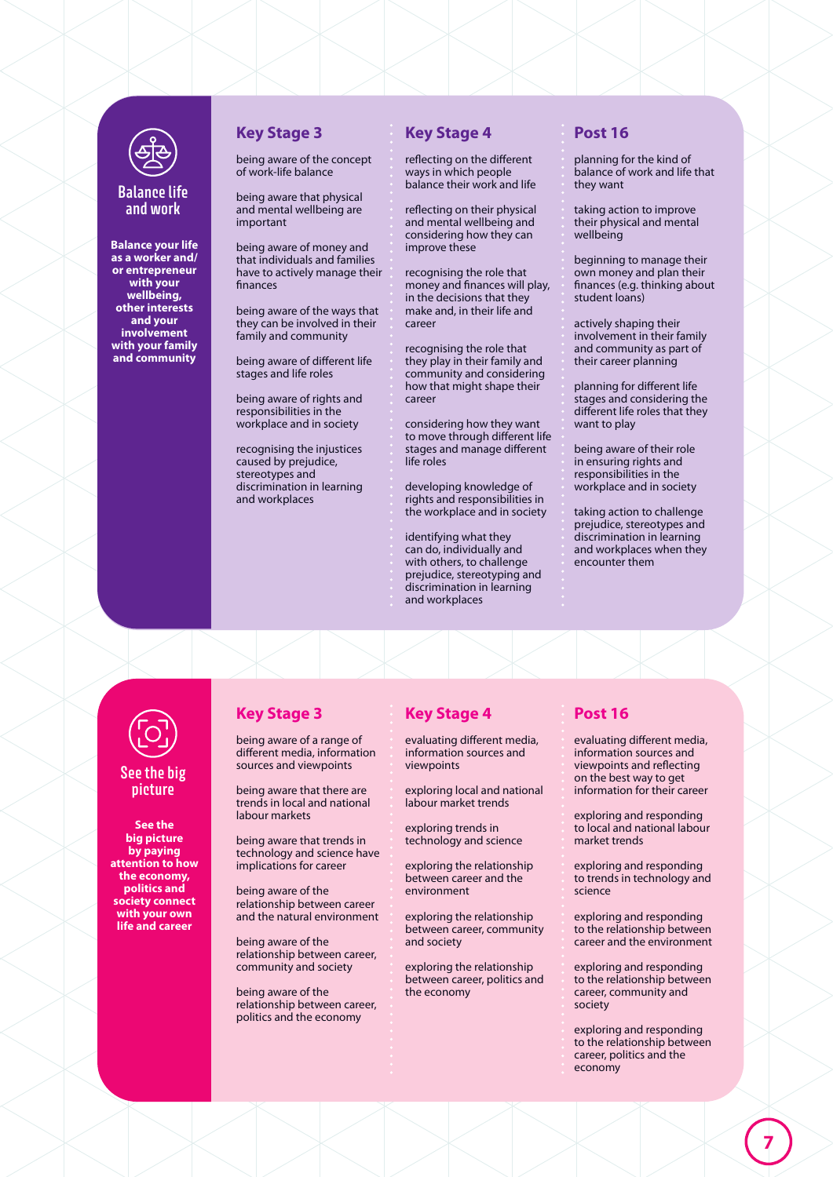## Balance life and work

**Balance your life as a worker and/or entrepreneur with your wellbeing, other interests and your involvement with your family and community**

### Key Stage 3

being aware of the concept of work-life balance

being aware that physical and mental wellbeing are important

being aware of money and that individuals and families have to actively manage their finances

being aware of the ways that they can be involved in their family and community

being aware of different life stages and life roles

being aware of rights and responsibilities in the workplace and in society

recognising the injustices caused by prejudice, stereotypes and discrimination in learning and workplaces

### Key Stage 4

reflecting on the different ways in which people balance their work and life

reflecting on their physical and mental wellbeing and considering how they can improve these

recognising the role that money and finances will play, in the decisions that they make and, in their life and career

recognising the role that they play in their family and community and considering how that might shape their career

considering how they want to move through different life stages and manage different life roles

developing knowledge of rights and responsibilities in the workplace and in society

identifying what they can do, individually and with others, to challenge prejudice, stereotyping and discrimination in learning and workplaces

### Post 16

planning for the kind of balance of work and life that they want

taking action to improve their physical and mental wellbeing

beginning to manage their own money and plan their finances (e.g. thinking about student loans)

actively shaping their involvement in their family and community as part of their career planning

planning for different life stages and considering the different life roles that they want to play

being aware of their role in ensuring rights and responsibilities in the workplace and in society

taking action to challenge prejudice, stereotypes and discrimination in learning and workplaces when they encounter them

## See the big picture

**See the big picture by paying attention to how the economy, politics and society connect with your own life and career**

### Key Stage 3

being aware of a range of different media, information sources and viewpoints

being aware that there are trends in local and national labour markets

being aware that trends in technology and science have implications for career

being aware of the relationship between career and the natural environment

being aware of the relationship between career, community and society

being aware of the relationship between career, politics and the economy

### Key Stage 4

evaluating different media, information sources and viewpoints

exploring local and national labour market trends

exploring trends in technology and science

exploring the relationship between career and the environment

exploring the relationship between career, community and society

exploring the relationship between career, politics and the economy

### Post 16

evaluating different media, information sources and viewpoints and reflecting on the best way to get information for their career

exploring and responding to local and national labour market trends

exploring and responding to trends in technology and science

exploring and responding to the relationship between career and the environment

exploring and responding to the relationship between career, community and society

exploring and responding to the relationship between career, politics and the economy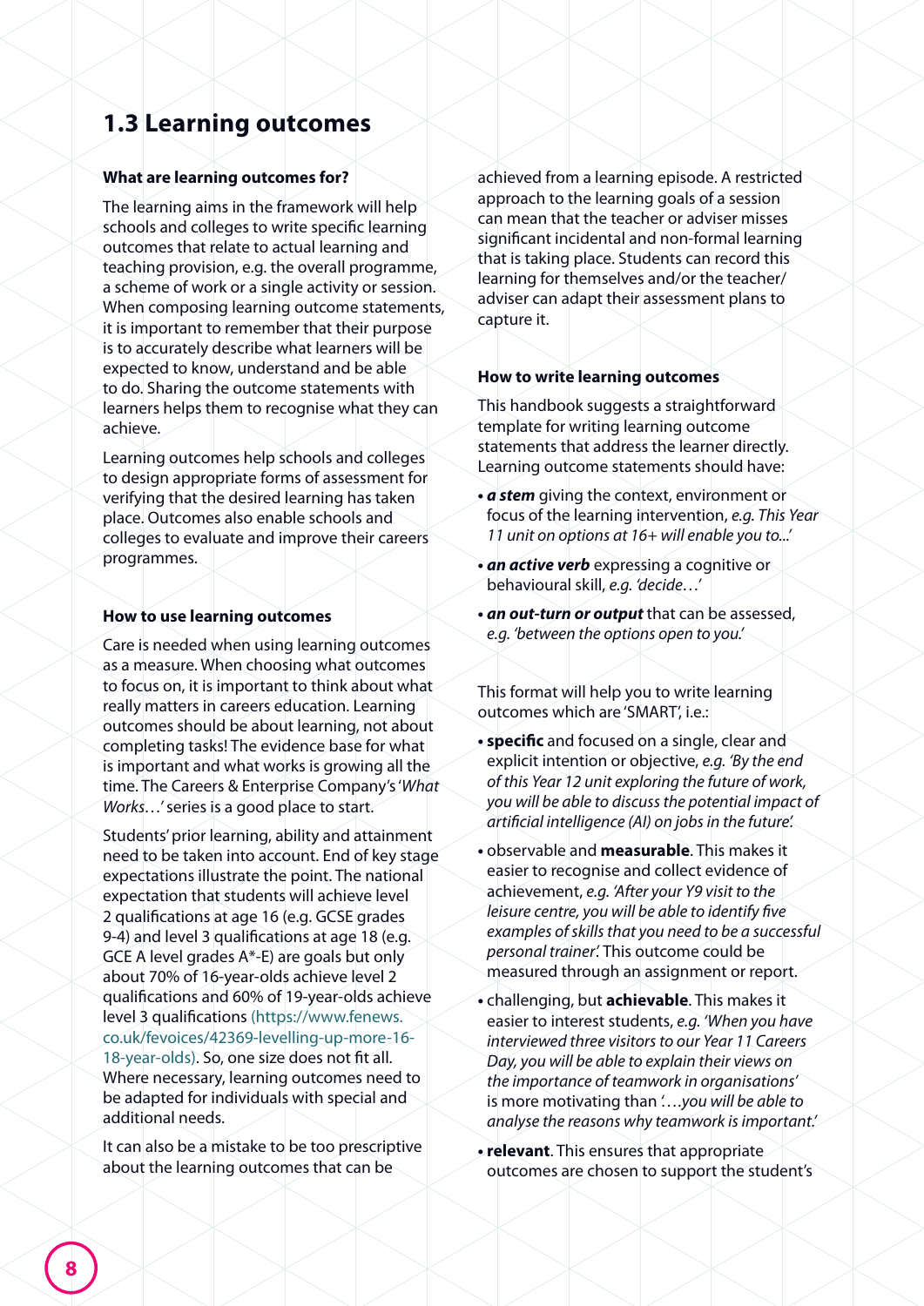## 1.3 Learning outcomes

### What are learning outcomes for?

The learning aims in the framework will help schools and colleges to write specific learning outcomes that relate to actual learning and teaching provision, e.g. the overall programme, a scheme of work or a single activity or session. When composing learning outcome statements, it is important to remember that their purpose is to accurately describe what learners will be expected to know, understand and be able to do. Sharing the outcome statements with learners helps them to recognise what they can achieve.

Learning outcomes help schools and colleges to design appropriate forms of assessment for verifying that the desired learning has taken place. Outcomes also enable schools and colleges to evaluate and improve their careers programmes.

### How to use learning outcomes

Care is needed when using learning outcomes as a measure. When choosing what outcomes to focus on, it is important to think about what really matters in careers education. Learning outcomes should be about learning, not about completing tasks! The evidence base for what is important and what works is growing all the time. The Careers & Enterprise Company's '*What Works…*' series is a good place to start.

Students' prior learning, ability and attainment need to be taken into account. End of key stage expectations illustrate the point. The national expectation that students will achieve level 2 qualifications at age 16 (e.g. GCSE grades 9-4) and level 3 qualifications at age 18 (e.g. GCE A level grades A*-E) are goals but only about 70% of 16-year-olds achieve level 2 qualifications and 60% of 19-year-olds achieve level 3 qualifications (https://www.fenews.co.uk/fevoices/42369-levelling-up-more-16-18-year-olds). So, one size does not fit all. Where necessary, learning outcomes need to be adapted for individuals with special and additional needs.

It can also be a mistake to be too prescriptive about the learning outcomes that can be achieved from a learning episode. A restricted approach to the learning goals of a session can mean that the teacher or adviser misses significant incidental and non-formal learning that is taking place. Students can record this learning for themselves and/or the teacher/adviser can adapt their assessment plans to capture it.

### How to write learning outcomes

This handbook suggests a straightforward template for writing learning outcome statements that address the learner directly. Learning outcome statements should have:

- ***a stem*** giving the context, environment or focus of the learning intervention, *e.g. This Year 11 unit on options at 16+ will enable you to...'*
- ***an active verb*** expressing a cognitive or behavioural skill, *e.g. 'decide…'*
- ***an out-turn or output*** that can be assessed, *e.g. 'between the options open to you.'*

This format will help you to write learning outcomes which are 'SMART', i.e.:

- **specific** and focused on a single, clear and explicit intention or objective, *e.g. 'By the end of this Year 12 unit exploring the future of work, you will be able to discuss the potential impact of artificial intelligence (AI) on jobs in the future'.*
- observable and **measurable**. This makes it easier to recognise and collect evidence of achievement, *e.g. 'After your Y9 visit to the leisure centre, you will be able to identify five examples of skills that you need to be a successful personal trainer'.* This outcome could be measured through an assignment or report.
- challenging, but **achievable**. This makes it easier to interest students, *e.g. 'When you have interviewed three visitors to our Year 11 Careers Day, you will be able to explain their views on the importance of teamwork in organisations'* is more motivating than *'…you will be able to analyse the reasons why teamwork is important.'*
- **relevant**. This ensures that appropriate outcomes are chosen to support the student's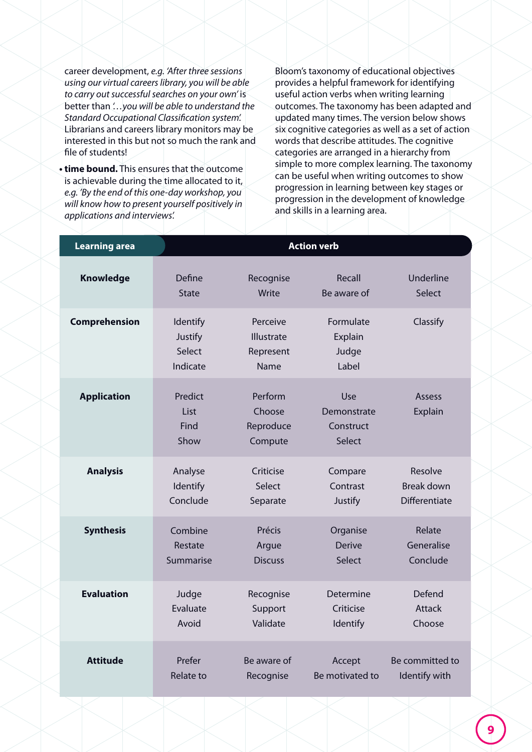career development, *e.g. 'After three sessions using our virtual careers library, you will be able to carry out successful searches on your own'* is better than *'…you will be able to understand the Standard Occupational Classification system'.* Librarians and careers library monitors may be interested in this but not so much the rank and file of students!

- **time bound.** This ensures that the outcome is achievable during the time allocated to it, *e.g. 'By the end of this one-day workshop, you will know how to present yourself positively in applications and interviews'.*

Bloom's taxonomy of educational objectives provides a helpful framework for identifying useful action verbs when writing learning outcomes. The taxonomy has been adapted and updated many times. The version below shows six cognitive categories as well as a set of action words that describe attitudes. The cognitive categories are arranged in a hierarchy from simple to more complex learning. The taxonomy can be useful when writing outcomes to show progression in learning between key stages or progression in the development of knowledge and skills in a learning area.

| Learning area | Action verb | | | |
|---|---|---|---|---|
| **Knowledge** | Define<br>State | Recognise<br>Write | Recall<br>Be aware of | Underline<br>Select |
| **Comprehension** | Identify<br>Justify<br>Select<br>Indicate | Perceive<br>Illustrate<br>Represent<br>Name | Formulate<br>Explain<br>Judge<br>Label | Classify |
| **Application** | Predict<br>List<br>Find<br>Show | Perform<br>Choose<br>Reproduce<br>Compute | Use<br>Demonstrate<br>Construct<br>Select | Assess<br>Explain |
| **Analysis** | Analyse<br>Identify<br>Conclude | Criticise<br>Select<br>Separate | Compare<br>Contrast<br>Justify | Resolve<br>Break down<br>Differentiate |
| **Synthesis** | Combine<br>Restate<br>Summarise | Précis<br>Argue<br>Discuss | Organise<br>Derive<br>Select | Relate<br>Generalise<br>Conclude |
| **Evaluation** | Judge<br>Evaluate<br>Avoid | Recognise<br>Support<br>Validate | Determine<br>Criticise<br>Identify | Defend<br>Attack<br>Choose |
| **Attitude** | Prefer<br>Relate to | Be aware of<br>Recognise | Accept<br>Be motivated to | Be committed to<br>Identify with |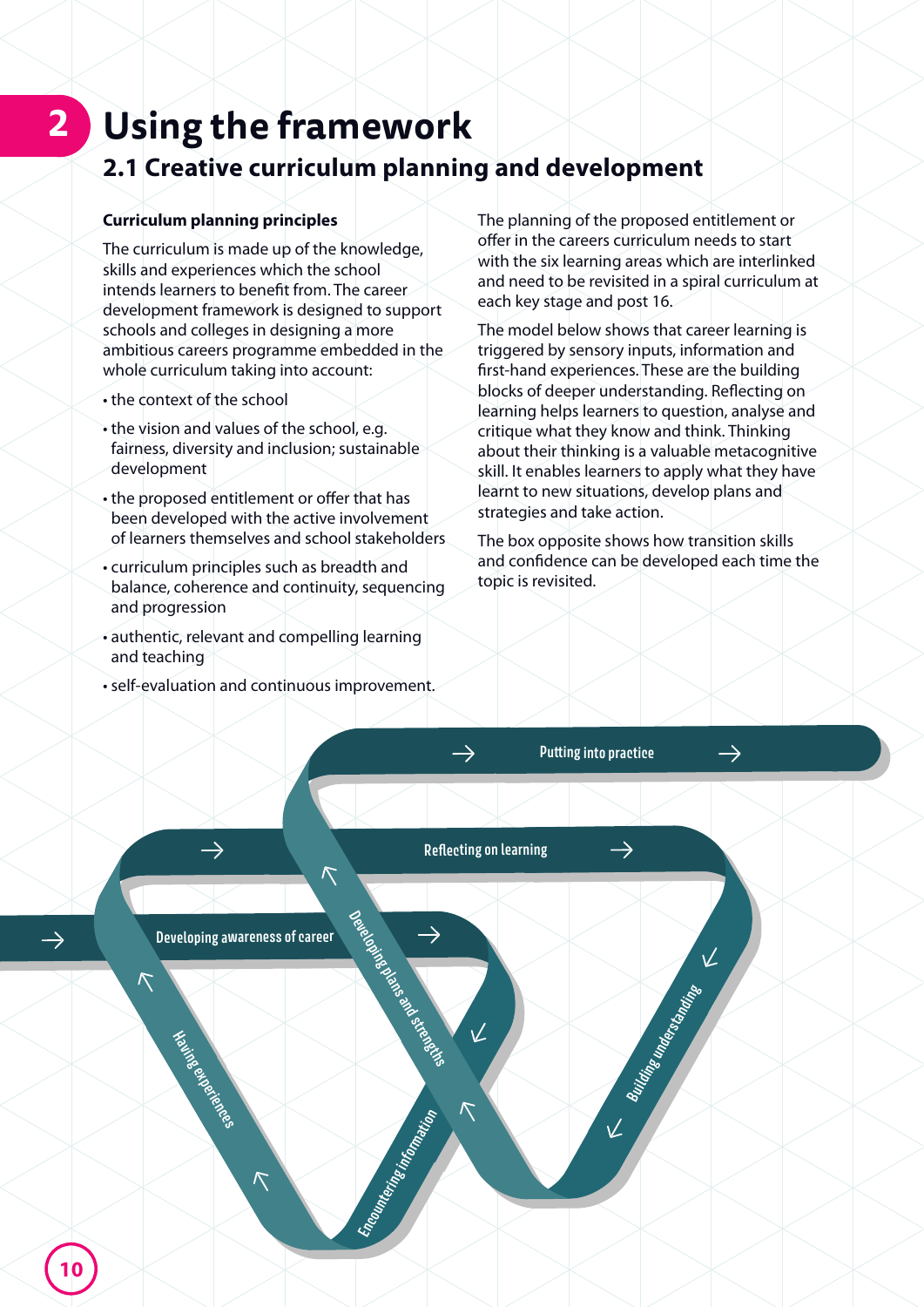# 2 Using the framework

## 2.1 Creative curriculum planning and development

### Curriculum planning principles

The curriculum is made up of the knowledge, skills and experiences which the school intends learners to benefit from. The career development framework is designed to support schools and colleges in designing a more ambitious careers programme embedded in the whole curriculum taking into account:

- the context of the school
- the vision and values of the school, e.g. fairness, diversity and inclusion; sustainable development
- the proposed entitlement or offer that has been developed with the active involvement of learners themselves and school stakeholders
- curriculum principles such as breadth and balance, coherence and continuity, sequencing and progression
- authentic, relevant and compelling learning and teaching
- self-evaluation and continuous improvement.

The planning of the proposed entitlement or offer in the careers curriculum needs to start with the six learning areas which are interlinked and need to be revisited in a spiral curriculum at each key stage and post 16.

The model below shows that career learning is triggered by sensory inputs, information and first-hand experiences. These are the building blocks of deeper understanding. Reflecting on learning helps learners to question, analyse and critique what they know and think. Thinking about their thinking is a valuable metacognitive skill. It enables learners to apply what they have learnt to new situations, develop plans and strategies and take action.

The box opposite shows how transition skills and confidence can be developed each time the topic is revisited.

Putting into practice

Reflecting on learning

Developing awareness of career

Developing plans and strengths

Having experiences

Encountering information

Building understanding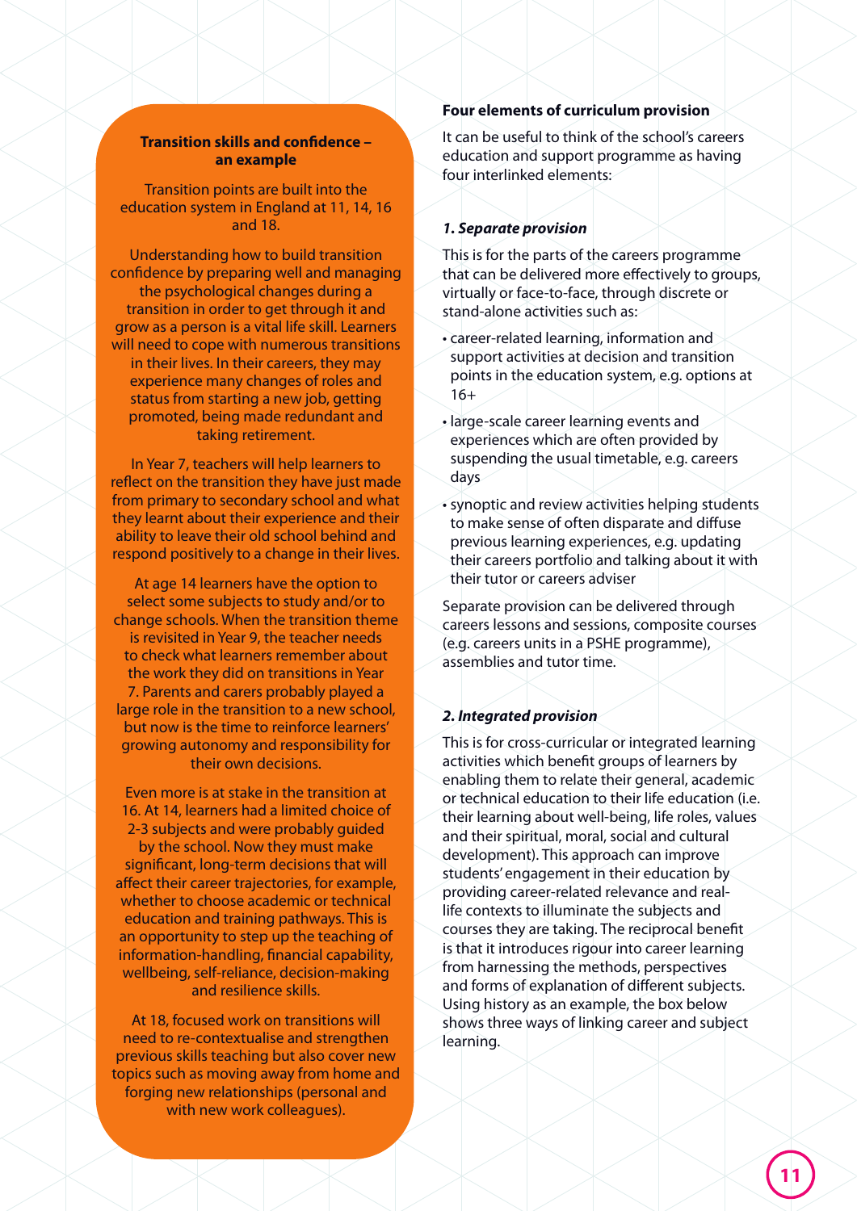### Transition skills and confidence – an example

Transition points are built into the education system in England at 11, 14, 16 and 18.

Understanding how to build transition confidence by preparing well and managing the psychological changes during a transition in order to get through it and grow as a person is a vital life skill. Learners will need to cope with numerous transitions in their lives. In their careers, they may experience many changes of roles and status from starting a new job, getting promoted, being made redundant and taking retirement.

In Year 7, teachers will help learners to reflect on the transition they have just made from primary to secondary school and what they learnt about their experience and their ability to leave their old school behind and respond positively to a change in their lives.

At age 14 learners have the option to select some subjects to study and/or to change schools. When the transition theme is revisited in Year 9, the teacher needs to check what learners remember about the work they did on transitions in Year 7. Parents and carers probably played a large role in the transition to a new school, but now is the time to reinforce learners' growing autonomy and responsibility for their own decisions.

Even more is at stake in the transition at 16. At 14, learners had a limited choice of 2-3 subjects and were probably guided by the school. Now they must make significant, long-term decisions that will affect their career trajectories, for example, whether to choose academic or technical education and training pathways. This is an opportunity to step up the teaching of information-handling, financial capability, wellbeing, self-reliance, decision-making and resilience skills.

At 18, focused work on transitions will need to re-contextualise and strengthen previous skills teaching but also cover new topics such as moving away from home and forging new relationships (personal and with new work colleagues).

## Four elements of curriculum provision

It can be useful to think of the school's careers education and support programme as having four interlinked elements:

### *1. Separate provision*

This is for the parts of the careers programme that can be delivered more effectively to groups, virtually or face-to-face, through discrete or stand-alone activities such as:

- career-related learning, information and support activities at decision and transition points in the education system, e.g. options at 16+
- large-scale career learning events and experiences which are often provided by suspending the usual timetable, e.g. careers days
- synoptic and review activities helping students to make sense of often disparate and diffuse previous learning experiences, e.g. updating their careers portfolio and talking about it with their tutor or careers adviser

Separate provision can be delivered through careers lessons and sessions, composite courses (e.g. careers units in a PSHE programme), assemblies and tutor time.

### *2. Integrated provision*

This is for cross-curricular or integrated learning activities which benefit groups of learners by enabling them to relate their general, academic or technical education to their life education (i.e. their learning about well-being, life roles, values and their spiritual, moral, social and cultural development). This approach can improve students' engagement in their education by providing career-related relevance and real-life contexts to illuminate the subjects and courses they are taking. The reciprocal benefit is that it introduces rigour into career learning from harnessing the methods, perspectives and forms of explanation of different subjects. Using history as an example, the box below shows three ways of linking career and subject learning.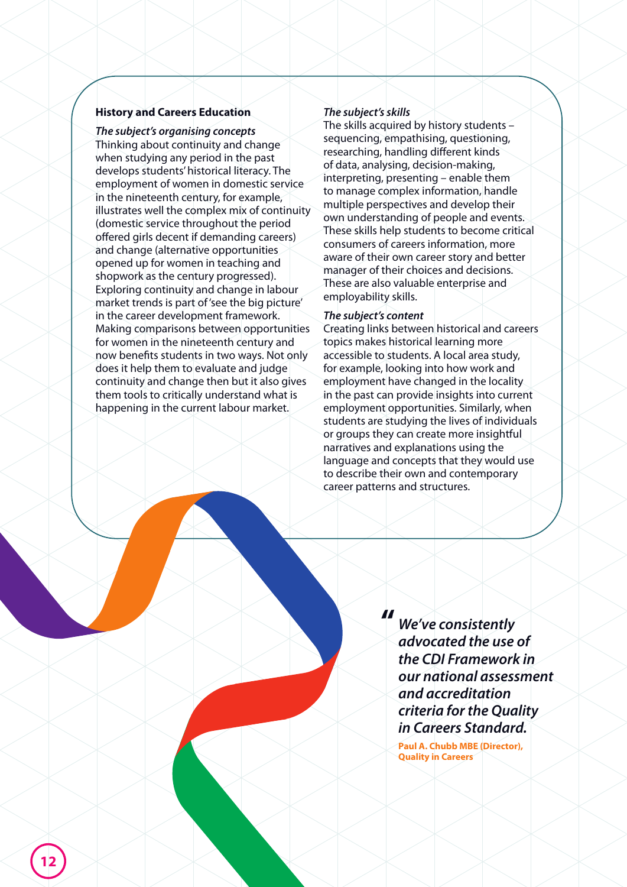## History and Careers Education

***The subject's organising concepts***

Thinking about continuity and change when studying any period in the past develops students' historical literacy. The employment of women in domestic service in the nineteenth century, for example, illustrates well the complex mix of continuity (domestic service throughout the period offered girls decent if demanding careers) and change (alternative opportunities opened up for women in teaching and shopwork as the century progressed). Exploring continuity and change in labour market trends is part of 'see the big picture' in the career development framework. Making comparisons between opportunities for women in the nineteenth century and now benefits students in two ways. Not only does it help them to evaluate and judge continuity and change then but it also gives them tools to critically understand what is happening in the current labour market.

***The subject's skills***

The skills acquired by history students – sequencing, empathising, questioning, researching, handling different kinds of data, analysing, decision-making, interpreting, presenting – enable them to manage complex information, handle multiple perspectives and develop their own understanding of people and events. These skills help students to become critical consumers of careers information, more aware of their own career story and better manager of their choices and decisions. These are also valuable enterprise and employability skills.

***The subject's content***

Creating links between historical and careers topics makes historical learning more accessible to students. A local area study, for example, looking into how work and employment have changed in the locality in the past can provide insights into current employment opportunities. Similarly, when students are studying the lives of individuals or groups they can create more insightful narratives and explanations using the language and concepts that they would use to describe their own and contemporary career patterns and structures.

> ***"We've consistently advocated the use of the CDI Framework in our national assessment and accreditation criteria for the Quality in Careers Standard.***
>
> **Paul A. Chubb MBE (Director), Quality in Careers**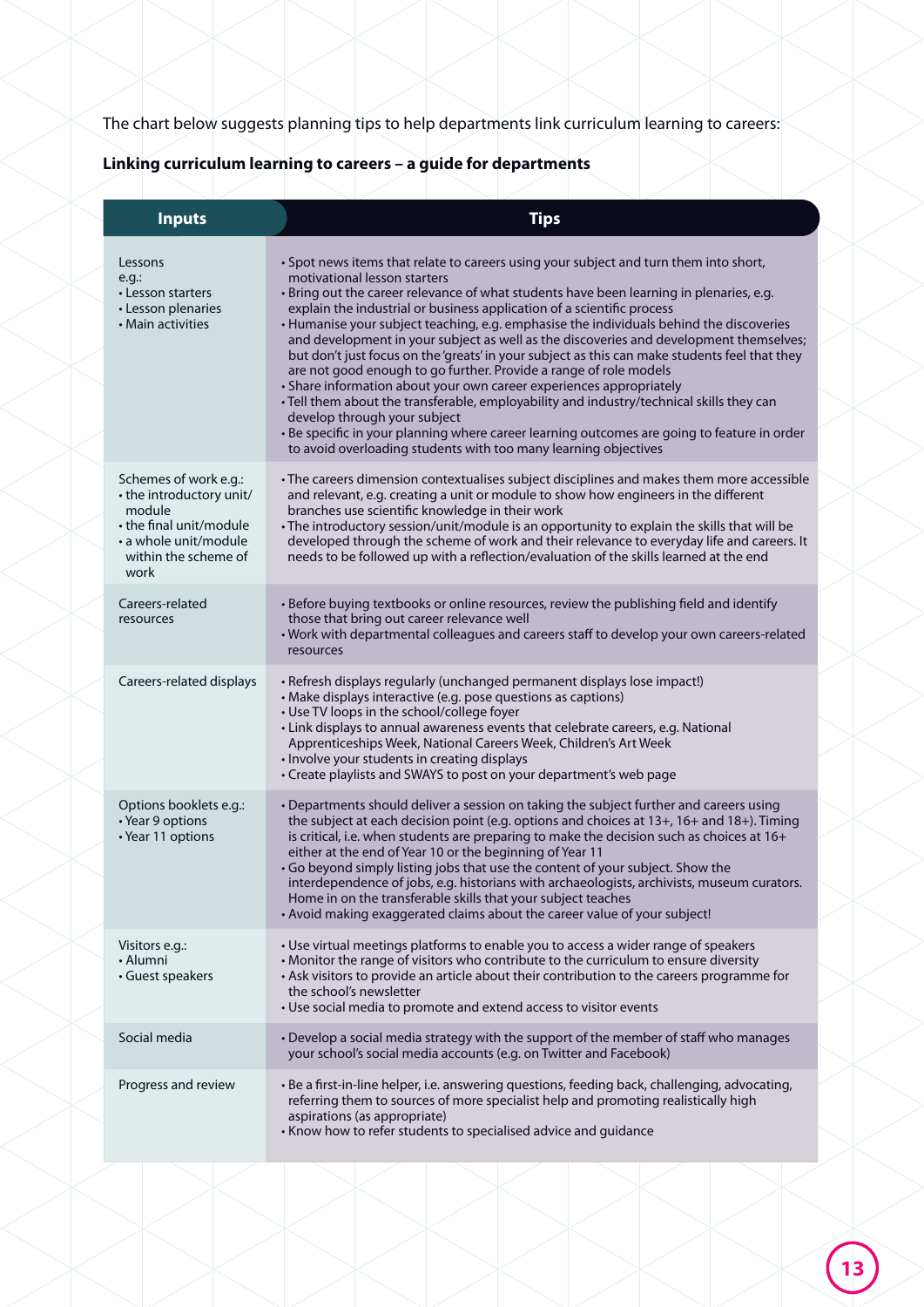The chart below suggests planning tips to help departments link curriculum learning to careers:

**Linking curriculum learning to careers – a guide for departments**

| Inputs | Tips |
|---|---|
| Lessons e.g.:<br>• Lesson starters<br>• Lesson plenaries<br>• Main activities | • Spot news items that relate to careers using your subject and turn them into short, motivational lesson starters<br>• Bring out the career relevance of what students have been learning in plenaries, e.g. explain the industrial or business application of a scientific process<br>• Humanise your subject teaching, e.g. emphasise the individuals behind the discoveries and development in your subject as well as the discoveries and development themselves; but don't just focus on the 'greats' in your subject as this can make students feel that they are not good enough to go further. Provide a range of role models<br>• Share information about your own career experiences appropriately<br>• Tell them about the transferable, employability and industry/technical skills they can develop through your subject<br>• Be specific in your planning where career learning outcomes are going to feature in order to avoid overloading students with too many learning objectives |
| Schemes of work e.g.:<br>• the introductory unit/module<br>• the final unit/module<br>• a whole unit/module within the scheme of work | • The careers dimension contextualises subject disciplines and makes them more accessible and relevant, e.g. creating a unit or module to show how engineers in the different branches use scientific knowledge in their work<br>• The introductory session/unit/module is an opportunity to explain the skills that will be developed through the scheme of work and their relevance to everyday life and careers. It needs to be followed up with a reflection/evaluation of the skills learned at the end |
| Careers-related resources | • Before buying textbooks or online resources, review the publishing field and identify those that bring out career relevance well<br>• Work with departmental colleagues and careers staff to develop your own careers-related resources |
| Careers-related displays | • Refresh displays regularly (unchanged permanent displays lose impact!)<br>• Make displays interactive (e.g. pose questions as captions)<br>• Use TV loops in the school/college foyer<br>• Link displays to annual awareness events that celebrate careers, e.g. National Apprenticeships Week, National Careers Week, Children's Art Week<br>• Involve your students in creating displays<br>• Create playlists and SWAYS to post on your department's web page |
| Options booklets e.g.:<br>• Year 9 options<br>• Year 11 options | • Departments should deliver a session on taking the subject further and careers using the subject at each decision point (e.g. options and choices at 13+, 16+ and 18+). Timing is critical, i.e. when students are preparing to make the decision such as choices at 16+ either at the end of Year 10 or the beginning of Year 11<br>• Go beyond simply listing jobs that use the content of your subject. Show the interdependence of jobs, e.g. historians with archaeologists, archivists, museum curators. Home in on the transferable skills that your subject teaches<br>• Avoid making exaggerated claims about the career value of your subject! |
| Visitors e.g.:<br>• Alumni<br>• Guest speakers | • Use virtual meetings platforms to enable you to access a wider range of speakers<br>• Monitor the range of visitors who contribute to the curriculum to ensure diversity<br>• Ask visitors to provide an article about their contribution to the careers programme for the school's newsletter<br>• Use social media to promote and extend access to visitor events |
| Social media | • Develop a social media strategy with the support of the member of staff who manages your school's social media accounts (e.g. on Twitter and Facebook) |
| Progress and review | • Be a first-in-line helper, i.e. answering questions, feeding back, challenging, advocating, referring them to sources of more specialist help and promoting realistically high aspirations (as appropriate)<br>• Know how to refer students to specialised advice and guidance |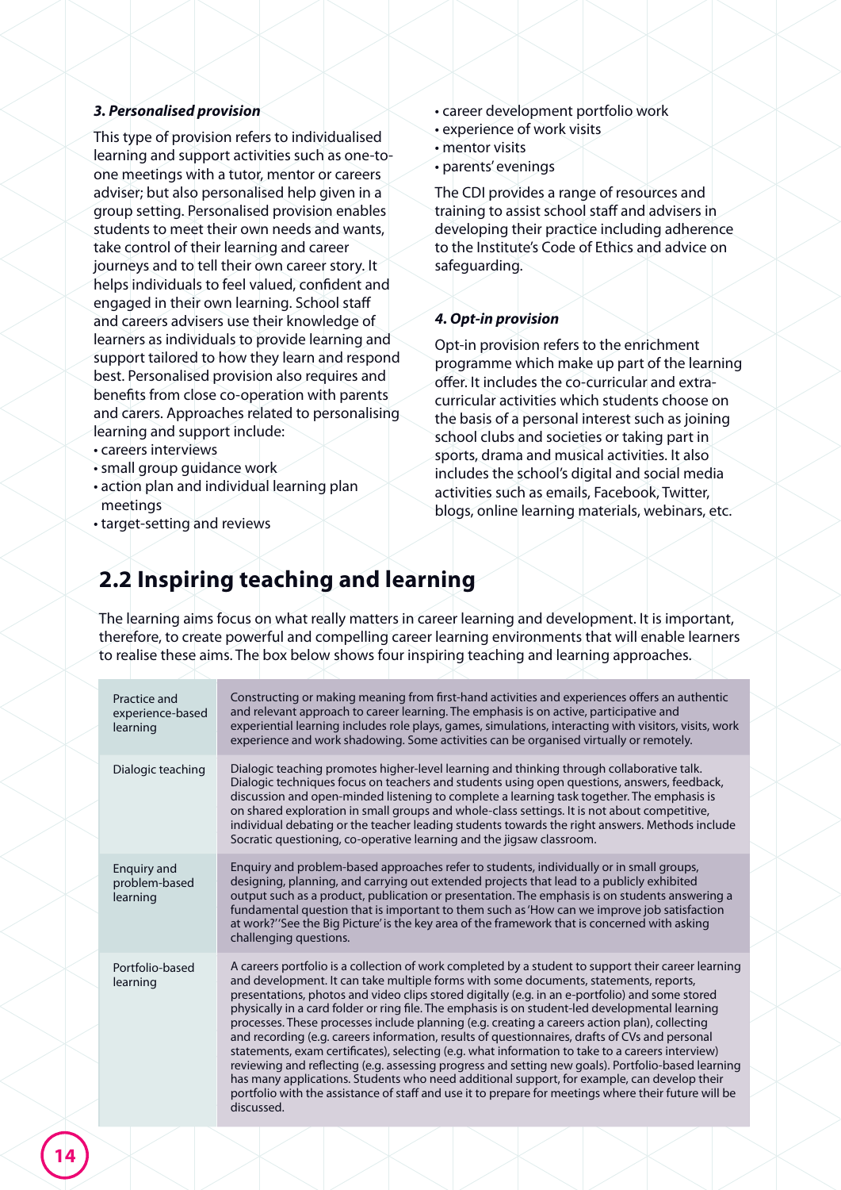***3. Personalised provision***

This type of provision refers to individualised learning and support activities such as one-to-one meetings with a tutor, mentor or careers adviser; but also personalised help given in a group setting. Personalised provision enables students to meet their own needs and wants, take control of their learning and career journeys and to tell their own career story. It helps individuals to feel valued, confident and engaged in their own learning. School staff and careers advisers use their knowledge of learners as individuals to provide learning and support tailored to how they learn and respond best. Personalised provision also requires and benefits from close co-operation with parents and carers. Approaches related to personalising learning and support include:

- careers interviews
- small group guidance work
- action plan and individual learning plan meetings
- target-setting and reviews
- career development portfolio work
- experience of work visits
- mentor visits
- parents' evenings

The CDI provides a range of resources and training to assist school staff and advisers in developing their practice including adherence to the Institute's Code of Ethics and advice on safeguarding.

***4. Opt-in provision***

Opt-in provision refers to the enrichment programme which make up part of the learning offer. It includes the co-curricular and extra-curricular activities which students choose on the basis of a personal interest such as joining school clubs and societies or taking part in sports, drama and musical activities. It also includes the school's digital and social media activities such as emails, Facebook, Twitter, blogs, online learning materials, webinars, etc.

## 2.2 Inspiring teaching and learning

The learning aims focus on what really matters in career learning and development. It is important, therefore, to create powerful and compelling career learning environments that will enable learners to realise these aims. The box below shows four inspiring teaching and learning approaches.

| | |
|---|---|
| Practice and experience-based learning | Constructing or making meaning from first-hand activities and experiences offers an authentic and relevant approach to career learning. The emphasis is on active, participative and experiential learning includes role plays, games, simulations, interacting with visitors, visits, work experience and work shadowing. Some activities can be organised virtually or remotely. |
| Dialogic teaching | Dialogic teaching promotes higher-level learning and thinking through collaborative talk. Dialogic techniques focus on teachers and students using open questions, answers, feedback, discussion and open-minded listening to complete a learning task together. The emphasis is on shared exploration in small groups and whole-class settings. It is not about competitive, individual debating or the teacher leading students towards the right answers. Methods include Socratic questioning, co-operative learning and the jigsaw classroom. |
| Enquiry and problem-based learning | Enquiry and problem-based approaches refer to students, individually or in small groups, designing, planning, and carrying out extended projects that lead to a publicly exhibited output such as a product, publication or presentation. The emphasis is on students answering a fundamental question that is important to them such as 'How can we improve job satisfaction at work?' 'See the Big Picture' is the key area of the framework that is concerned with asking challenging questions. |
| Portfolio-based learning | A careers portfolio is a collection of work completed by a student to support their career learning and development. It can take multiple forms with some documents, statements, reports, presentations, photos and video clips stored digitally (e.g. in an e-portfolio) and some stored physically in a card folder or ring file. The emphasis is on student-led developmental learning processes. These processes include planning (e.g. creating a careers action plan), collecting and recording (e.g. careers information, results of questionnaires, drafts of CVs and personal statements, exam certificates), selecting (e.g. what information to take to a careers interview) reviewing and reflecting (e.g. assessing progress and setting new goals). Portfolio-based learning has many applications. Students who need additional support, for example, can develop their portfolio with the assistance of staff and use it to prepare for meetings where their future will be discussed. |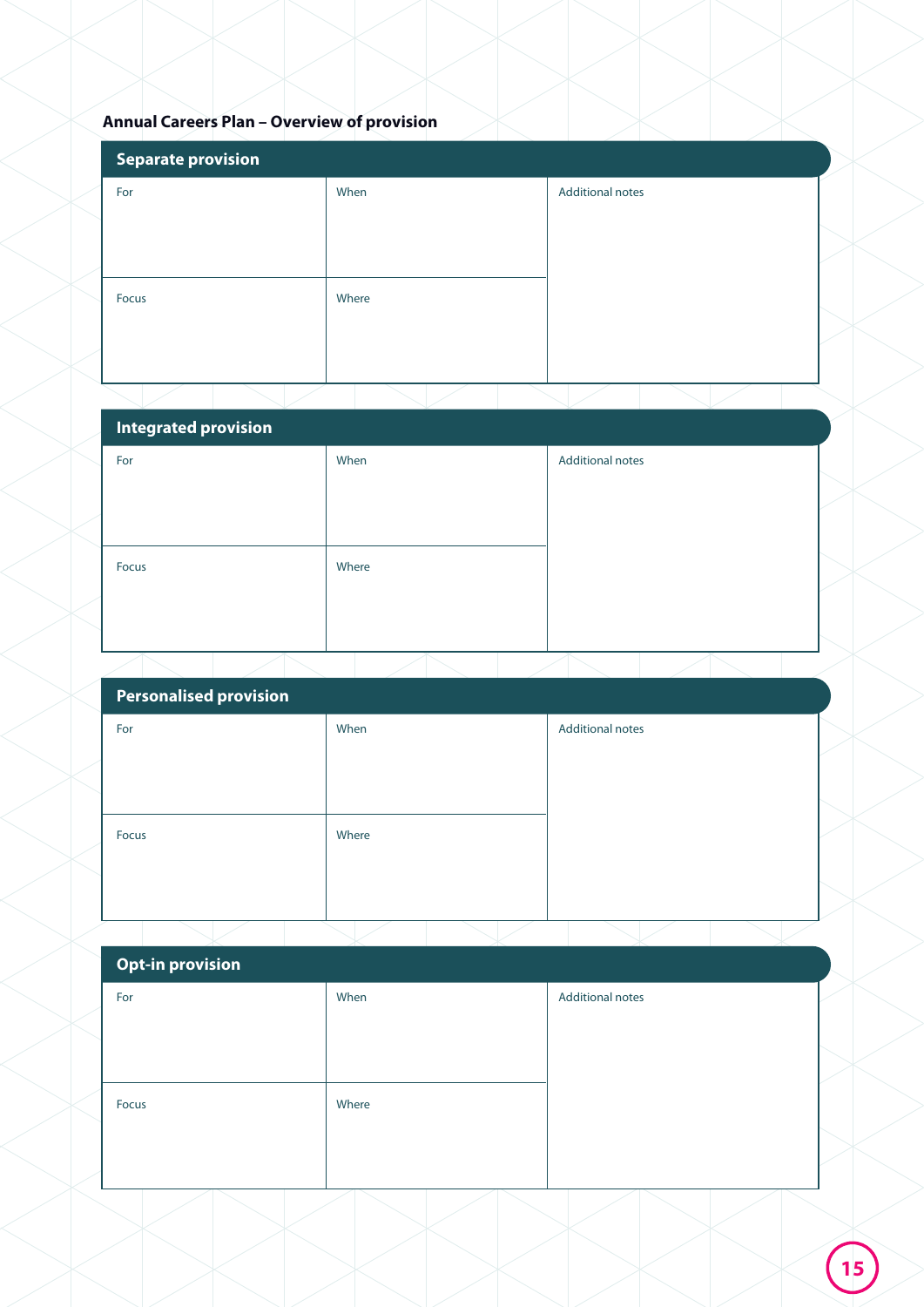## Annual Careers Plan – Overview of provision

### Separate provision

| | | |
|---|---|---|
| For | When | Additional notes |
| Focus | Where | |

### Integrated provision

| | | |
|---|---|---|
| For | When | Additional notes |
| Focus | Where | |

### Personalised provision

| | | |
|---|---|---|
| For | When | Additional notes |
| Focus | Where | |

### Opt-in provision

| | | |
|---|---|---|
| For | When | Additional notes |
| Focus | Where | |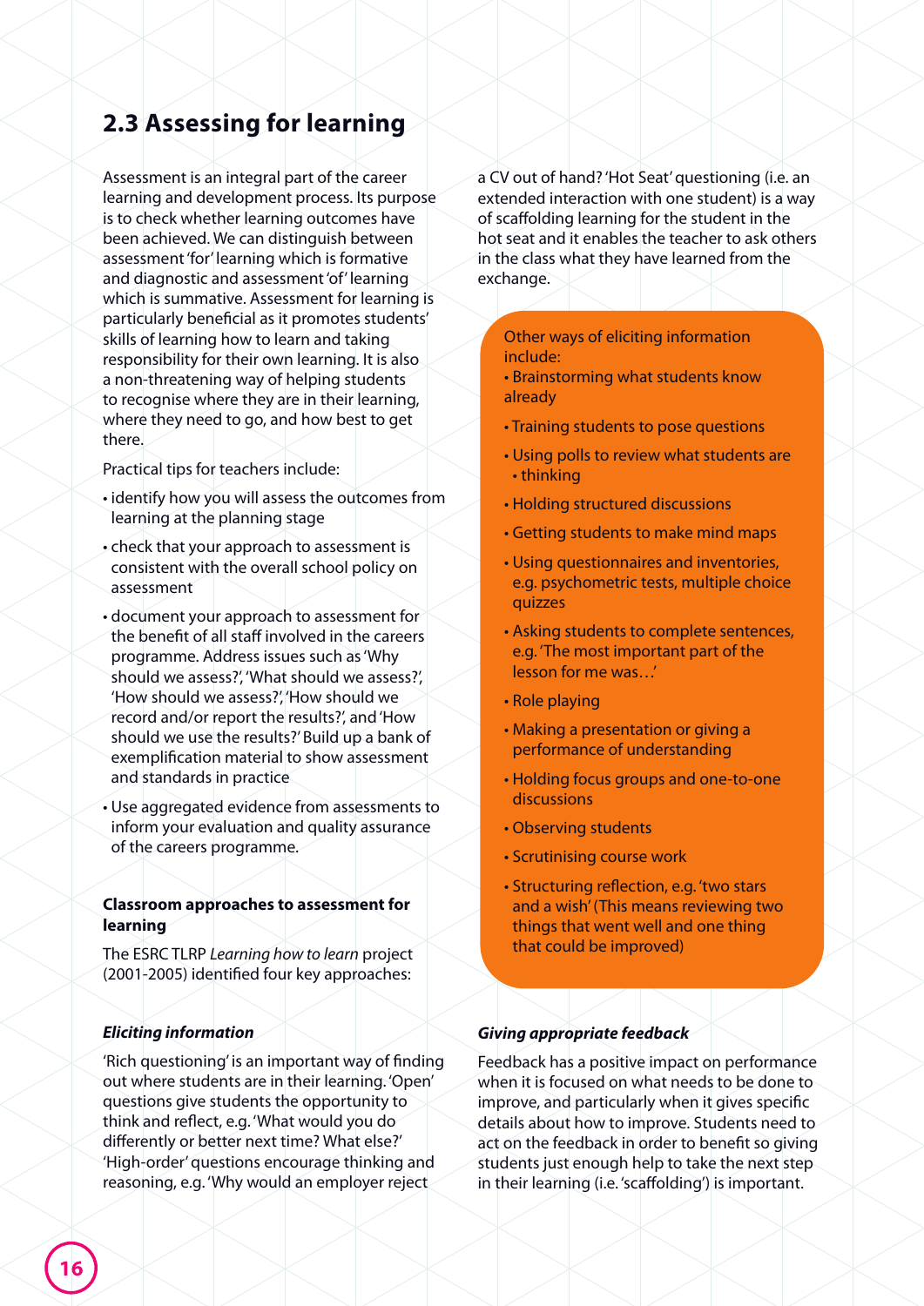## 2.3 Assessing for learning

Assessment is an integral part of the career learning and development process. Its purpose is to check whether learning outcomes have been achieved. We can distinguish between assessment 'for' learning which is formative and diagnostic and assessment 'of' learning which is summative. Assessment for learning is particularly beneficial as it promotes students' skills of learning how to learn and taking responsibility for their own learning. It is also a non-threatening way of helping students to recognise where they are in their learning, where they need to go, and how best to get there.

Practical tips for teachers include:

- identify how you will assess the outcomes from learning at the planning stage
- check that your approach to assessment is consistent with the overall school policy on assessment
- document your approach to assessment for the benefit of all staff involved in the careers programme. Address issues such as 'Why should we assess?', 'What should we assess?', 'How should we assess?', 'How should we record and/or report the results?', and 'How should we use the results?' Build up a bank of exemplification material to show assessment and standards in practice
- Use aggregated evidence from assessments to inform your evaluation and quality assurance of the careers programme.

### Classroom approaches to assessment for learning

The ESRC TLRP *Learning how to learn* project (2001-2005) identified four key approaches:

#### *Eliciting information*

'Rich questioning' is an important way of finding out where students are in their learning. 'Open' questions give students the opportunity to think and reflect, e.g. 'What would you do differently or better next time? What else?' 'High-order' questions encourage thinking and reasoning, e.g. 'Why would an employer reject a CV out of hand? 'Hot Seat' questioning (i.e. an extended interaction with one student) is a way of scaffolding learning for the student in the hot seat and it enables the teacher to ask others in the class what they have learned from the exchange.

Other ways of eliciting information include:

- Brainstorming what students know already
- Training students to pose questions
- Using polls to review what students are thinking
- Holding structured discussions
- Getting students to make mind maps
- Using questionnaires and inventories, e.g. psychometric tests, multiple choice quizzes
- Asking students to complete sentences, e.g. 'The most important part of the lesson for me was…'
- Role playing
- Making a presentation or giving a performance of understanding
- Holding focus groups and one-to-one discussions
- Observing students
- Scrutinising course work
- Structuring reflection, e.g. 'two stars and a wish' (This means reviewing two things that went well and one thing that could be improved)

#### *Giving appropriate feedback*

Feedback has a positive impact on performance when it is focused on what needs to be done to improve, and particularly when it gives specific details about how to improve. Students need to act on the feedback in order to benefit so giving students just enough help to take the next step in their learning (i.e. 'scaffolding') is important.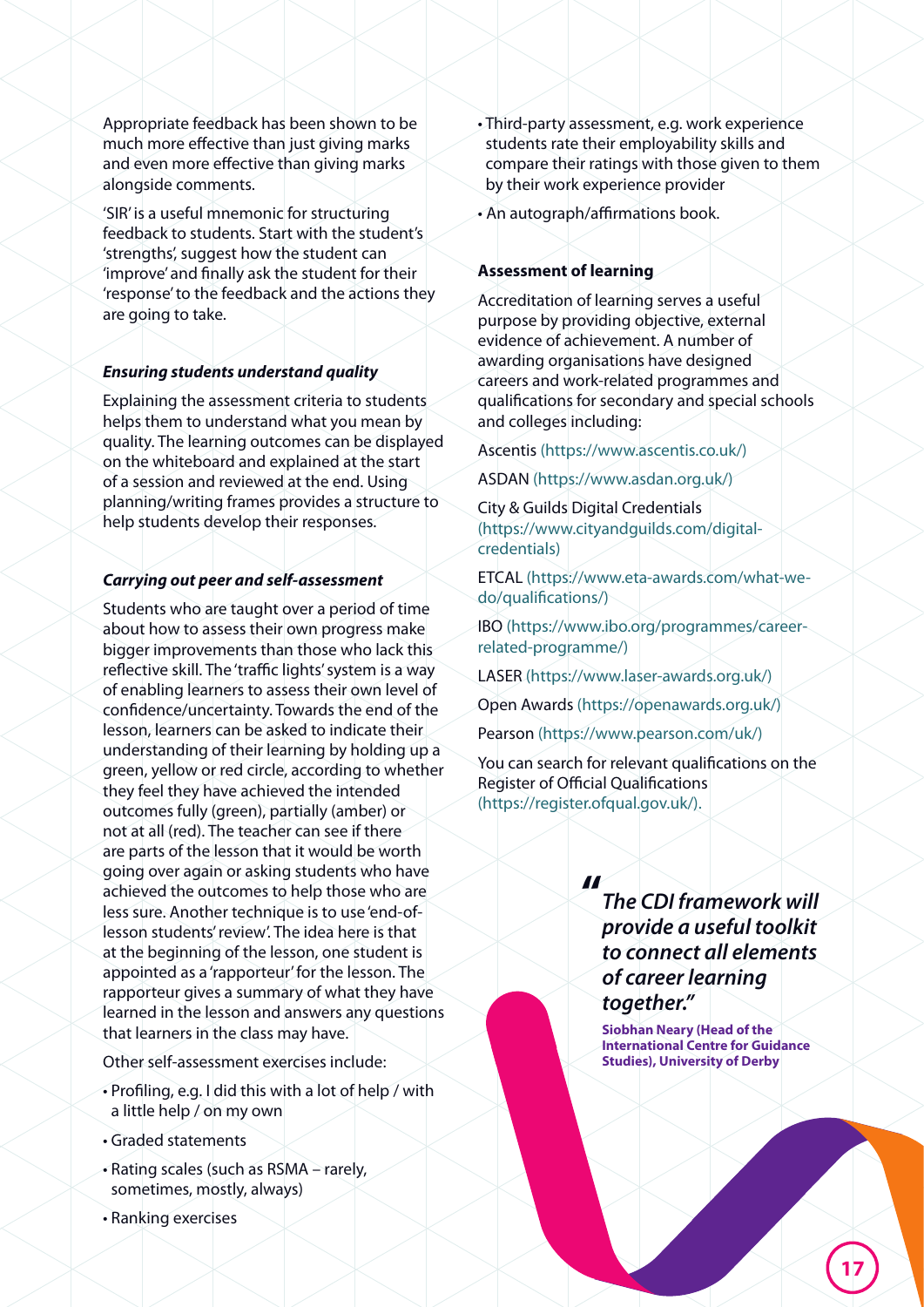Appropriate feedback has been shown to be much more effective than just giving marks and even more effective than giving marks alongside comments.

'SIR' is a useful mnemonic for structuring feedback to students. Start with the student's 'strengths', suggest how the student can 'improve' and finally ask the student for their 'response' to the feedback and the actions they are going to take.

***Ensuring students understand quality***

Explaining the assessment criteria to students helps them to understand what you mean by quality. The learning outcomes can be displayed on the whiteboard and explained at the start of a session and reviewed at the end. Using planning/writing frames provides a structure to help students develop their responses.

***Carrying out peer and self-assessment***

Students who are taught over a period of time about how to assess their own progress make bigger improvements than those who lack this reflective skill. The 'traffic lights' system is a way of enabling learners to assess their own level of confidence/uncertainty. Towards the end of the lesson, learners can be asked to indicate their understanding of their learning by holding up a green, yellow or red circle, according to whether they feel they have achieved the intended outcomes fully (green), partially (amber) or not at all (red). The teacher can see if there are parts of the lesson that it would be worth going over again or asking students who have achieved the outcomes to help those who are less sure. Another technique is to use 'end-of-lesson students' review'. The idea here is that at the beginning of the lesson, one student is appointed as a 'rapporteur' for the lesson. The rapporteur gives a summary of what they have learned in the lesson and answers any questions that learners in the class may have.

Other self-assessment exercises include:

- Profiling, e.g. I did this with a lot of help / with a little help / on my own
- Graded statements
- Rating scales (such as RSMA – rarely, sometimes, mostly, always)
- Ranking exercises
- Third-party assessment, e.g. work experience students rate their employability skills and compare their ratings with those given to them by their work experience provider
- An autograph/affirmations book.

**Assessment of learning**

Accreditation of learning serves a useful purpose by providing objective, external evidence of achievement. A number of awarding organisations have designed careers and work-related programmes and qualifications for secondary and special schools and colleges including:

Ascentis (https://www.ascentis.co.uk/)

ASDAN (https://www.asdan.org.uk/)

City & Guilds Digital Credentials (https://www.cityandguilds.com/digital-credentials)

ETCAL (https://www.eta-awards.com/what-we-do/qualifications/)

IBO (https://www.ibo.org/programmes/career-related-programme/)

LASER (https://www.laser-awards.org.uk/)

Open Awards (https://openawards.org.uk/)

Pearson (https://www.pearson.com/uk/)

You can search for relevant qualifications on the Register of Official Qualifications (https://register.ofqual.gov.uk/).

> ***"The CDI framework will provide a useful toolkit to connect all elements of career learning together."***
>
> **Siobhan Neary (Head of the International Centre for Guidance Studies), University of Derby**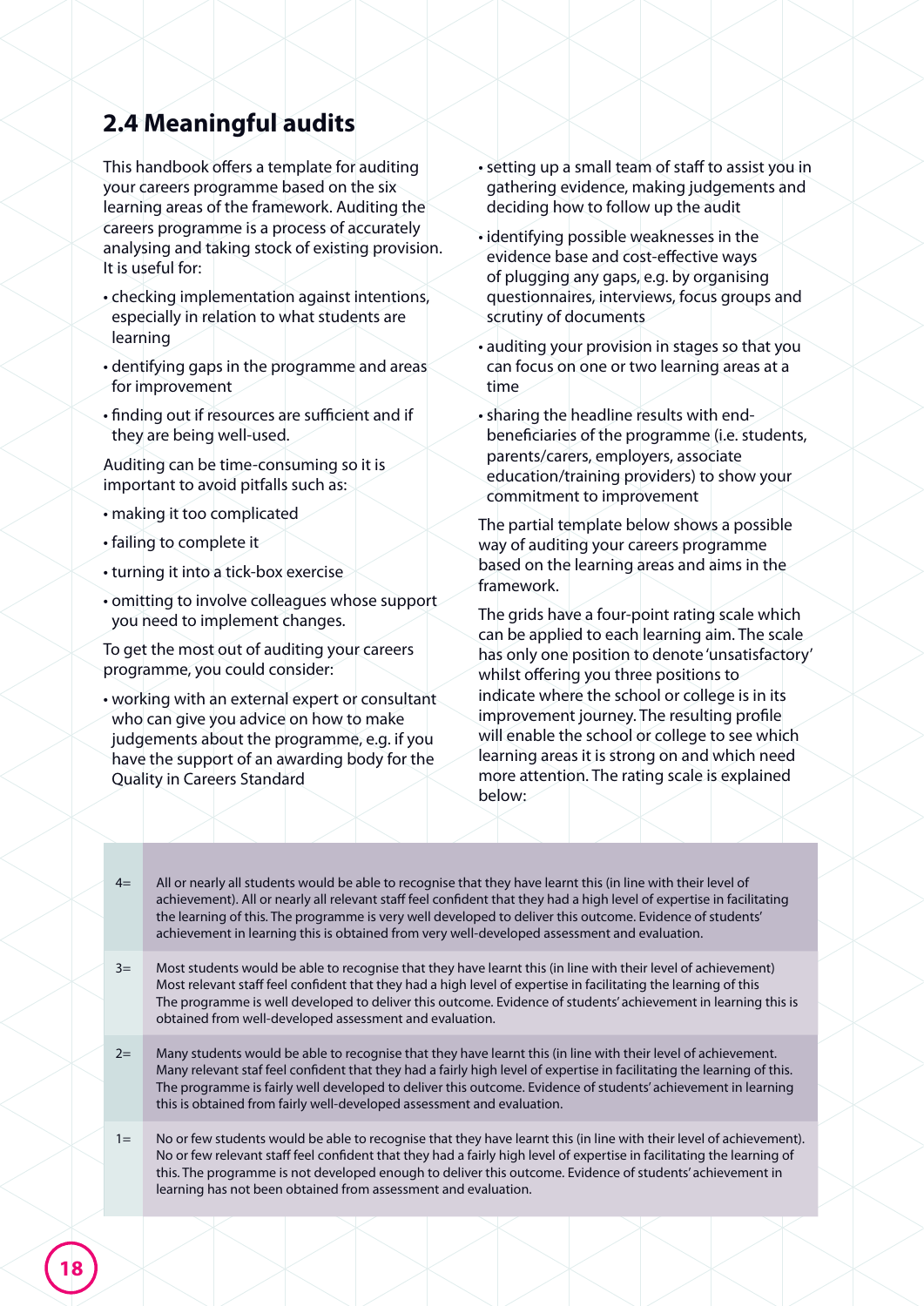## 2.4 Meaningful audits

This handbook offers a template for auditing your careers programme based on the six learning areas of the framework. Auditing the careers programme is a process of accurately analysing and taking stock of existing provision. It is useful for:

- checking implementation against intentions, especially in relation to what students are learning
- dentifying gaps in the programme and areas for improvement
- finding out if resources are sufficient and if they are being well-used.

Auditing can be time-consuming so it is important to avoid pitfalls such as:

- making it too complicated
- failing to complete it
- turning it into a tick-box exercise
- omitting to involve colleagues whose support you need to implement changes.

To get the most out of auditing your careers programme, you could consider:

- working with an external expert or consultant who can give you advice on how to make judgements about the programme, e.g. if you have the support of an awarding body for the Quality in Careers Standard
- setting up a small team of staff to assist you in gathering evidence, making judgements and deciding how to follow up the audit
- identifying possible weaknesses in the evidence base and cost-effective ways of plugging any gaps, e.g. by organising questionnaires, interviews, focus groups and scrutiny of documents
- auditing your provision in stages so that you can focus on one or two learning areas at a time
- sharing the headline results with end-beneficiaries of the programme (i.e. students, parents/carers, employers, associate education/training providers) to show your commitment to improvement

The partial template below shows a possible way of auditing your careers programme based on the learning areas and aims in the framework.

The grids have a four-point rating scale which can be applied to each learning aim. The scale has only one position to denote 'unsatisfactory' whilst offering you three positions to indicate where the school or college is in its improvement journey. The resulting profile will enable the school or college to see which learning areas it is strong on and which need more attention. The rating scale is explained below:

| | |
|---|---|
| 4= | All or nearly all students would be able to recognise that they have learnt this (in line with their level of achievement). All or nearly all relevant staff feel confident that they had a high level of expertise in facilitating the learning of this. The programme is very well developed to deliver this outcome. Evidence of students' achievement in learning this is obtained from very well-developed assessment and evaluation. |
| 3= | Most students would be able to recognise that they have learnt this (in line with their level of achievement) Most relevant staff feel confident that they had a high level of expertise in facilitating the learning of this The programme is well developed to deliver this outcome. Evidence of students' achievement in learning this is obtained from well-developed assessment and evaluation. |
| 2= | Many students would be able to recognise that they have learnt this (in line with their level of achievement. Many relevant staf feel confident that they had a fairly high level of expertise in facilitating the learning of this. The programme is fairly well developed to deliver this outcome. Evidence of students' achievement in learning this is obtained from fairly well-developed assessment and evaluation. |
| 1= | No or few students would be able to recognise that they have learnt this (in line with their level of achievement). No or few relevant staff feel confident that they had a fairly high level of expertise in facilitating the learning of this. The programme is not developed enough to deliver this outcome. Evidence of students' achievement in learning has not been obtained from assessment and evaluation. |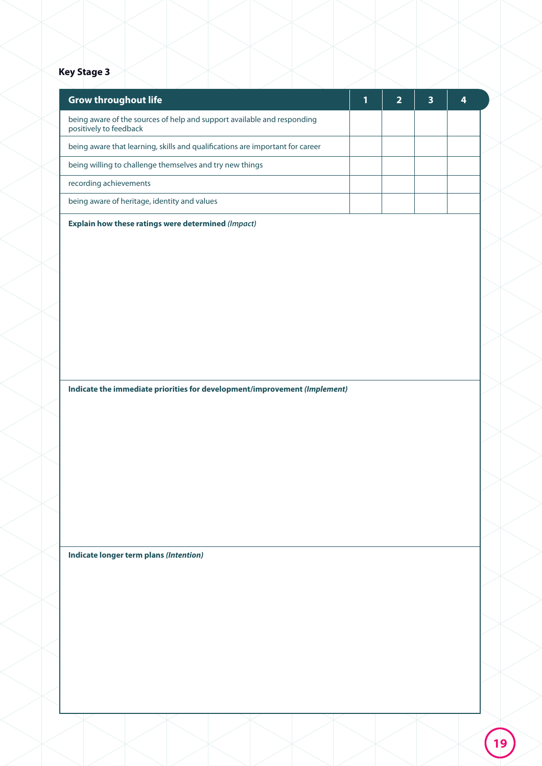## Key Stage 3

| Grow throughout life | 1 | 2 | 3 | 4 |
|---|---|---|---|---|
| being aware of the sources of help and support available and responding positively to feedback | | | | |
| being aware that learning, skills and qualifications are important for career | | | | |
| being willing to challenge themselves and try new things | | | | |
| recording achievements | | | | |
| being aware of heritage, identity and values | | | | |

**Explain how these ratings were determined** ***(Impact)***

**Indicate the immediate priorities for development/improvement** ***(Implement)***

**Indicate longer term plans** ***(Intention)***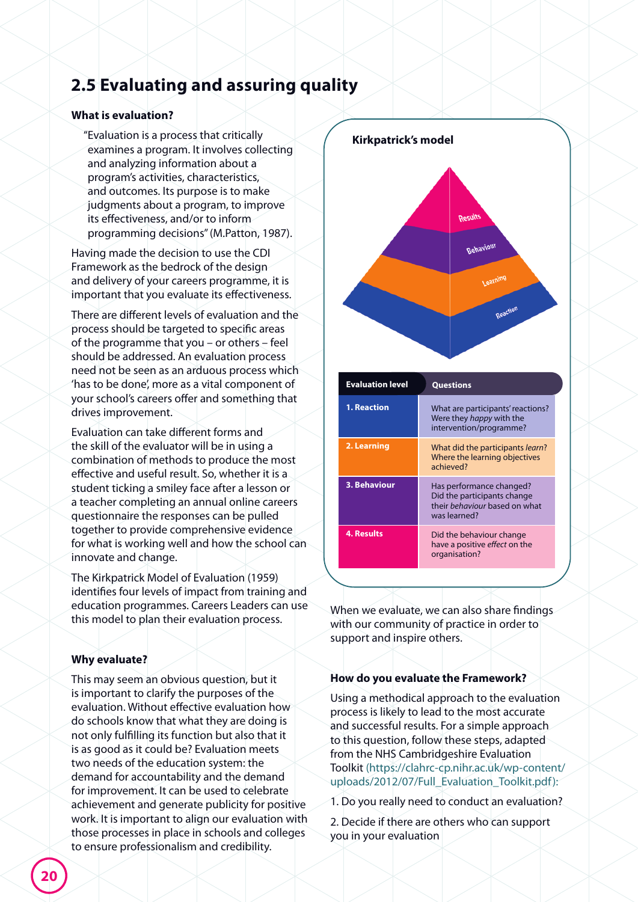## 2.5 Evaluating and assuring quality

### What is evaluation?

"Evaluation is a process that critically examines a program. It involves collecting and analyzing information about a program's activities, characteristics, and outcomes. Its purpose is to make judgments about a program, to improve its effectiveness, and/or to inform programming decisions" (M.Patton, 1987).

Having made the decision to use the CDI Framework as the bedrock of the design and delivery of your careers programme, it is important that you evaluate its effectiveness.

There are different levels of evaluation and the process should be targeted to specific areas of the programme that you – or others – feel should be addressed. An evaluation process need not be seen as an arduous process which 'has to be done', more as a vital component of your school's careers offer and something that drives improvement.

Evaluation can take different forms and the skill of the evaluator will be in using a combination of methods to produce the most effective and useful result. So, whether it is a student ticking a smiley face after a lesson or a teacher completing an annual online careers questionnaire the responses can be pulled together to provide comprehensive evidence for what is working well and how the school can innovate and change.

The Kirkpatrick Model of Evaluation (1959) identifies four levels of impact from training and education programmes. Careers Leaders can use this model to plan their evaluation process.

**Kirkpatrick's model**

Results
Behaviour
Learning
Reaction

| Evaluation level | Questions |
|---|---|
| **1. Reaction** | What are participants' reactions? Were they *happy* with the intervention/programme? |
| **2. Learning** | What did the participants *learn*? Where the learning objectives achieved? |
| **3. Behaviour** | Has performance changed? Did the participants change their *behaviour* based on what was learned? |
| **4. Results** | Did the behaviour change have a positive *effect* on the organisation? |

When we evaluate, we can also share findings with our community of practice in order to support and inspire others.

### Why evaluate?

This may seem an obvious question, but it is important to clarify the purposes of the evaluation. Without effective evaluation how do schools know that what they are doing is not only fulfilling its function but also that it is as good as it could be? Evaluation meets two needs of the education system: the demand for accountability and the demand for improvement. It can be used to celebrate achievement and generate publicity for positive work. It is important to align our evaluation with those processes in place in schools and colleges to ensure professionalism and credibility.

### How do you evaluate the Framework?

Using a methodical approach to the evaluation process is likely to lead to the most accurate and successful results. For a simple approach to this question, follow these steps, adapted from the NHS Cambridgeshire Evaluation Toolkit (https://clahrc-cp.nihr.ac.uk/wp-content/uploads/2012/07/Full_Evaluation_Toolkit.pdf):

1. Do you really need to conduct an evaluation?
2. Decide if there are others who can support you in your evaluation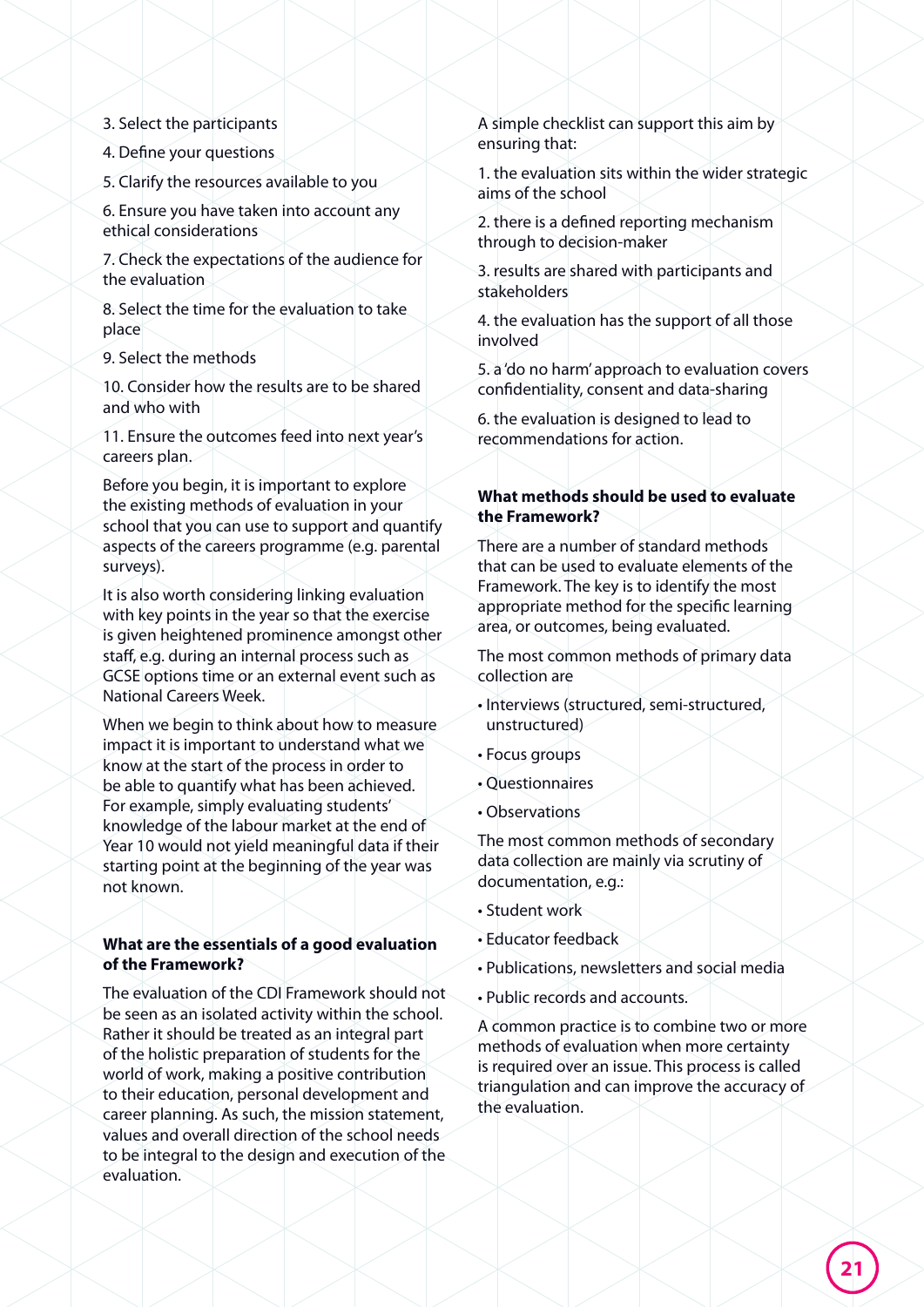3. Select the participants

4. Define your questions

5. Clarify the resources available to you

6. Ensure you have taken into account any ethical considerations

7. Check the expectations of the audience for the evaluation

8. Select the time for the evaluation to take place

9. Select the methods

10. Consider how the results are to be shared and who with

11. Ensure the outcomes feed into next year's careers plan.

Before you begin, it is important to explore the existing methods of evaluation in your school that you can use to support and quantify aspects of the careers programme (e.g. parental surveys).

It is also worth considering linking evaluation with key points in the year so that the exercise is given heightened prominence amongst other staff, e.g. during an internal process such as GCSE options time or an external event such as National Careers Week.

When we begin to think about how to measure impact it is important to understand what we know at the start of the process in order to be able to quantify what has been achieved. For example, simply evaluating students' knowledge of the labour market at the end of Year 10 would not yield meaningful data if their starting point at the beginning of the year was not known.

**What are the essentials of a good evaluation of the Framework?**

The evaluation of the CDI Framework should not be seen as an isolated activity within the school. Rather it should be treated as an integral part of the holistic preparation of students for the world of work, making a positive contribution to their education, personal development and career planning. As such, the mission statement, values and overall direction of the school needs to be integral to the design and execution of the evaluation.

A simple checklist can support this aim by ensuring that:

1. the evaluation sits within the wider strategic aims of the school

2. there is a defined reporting mechanism through to decision-maker

3. results are shared with participants and stakeholders

4. the evaluation has the support of all those involved

5. a 'do no harm' approach to evaluation covers confidentiality, consent and data-sharing

6. the evaluation is designed to lead to recommendations for action.

**What methods should be used to evaluate the Framework?**

There are a number of standard methods that can be used to evaluate elements of the Framework. The key is to identify the most appropriate method for the specific learning area, or outcomes, being evaluated.

The most common methods of primary data collection are

- Interviews (structured, semi-structured, unstructured)
- Focus groups
- Questionnaires
- Observations

The most common methods of secondary data collection are mainly via scrutiny of documentation, e.g.:

- Student work
- Educator feedback
- Publications, newsletters and social media
- Public records and accounts.

A common practice is to combine two or more methods of evaluation when more certainty is required over an issue. This process is called triangulation and can improve the accuracy of the evaluation.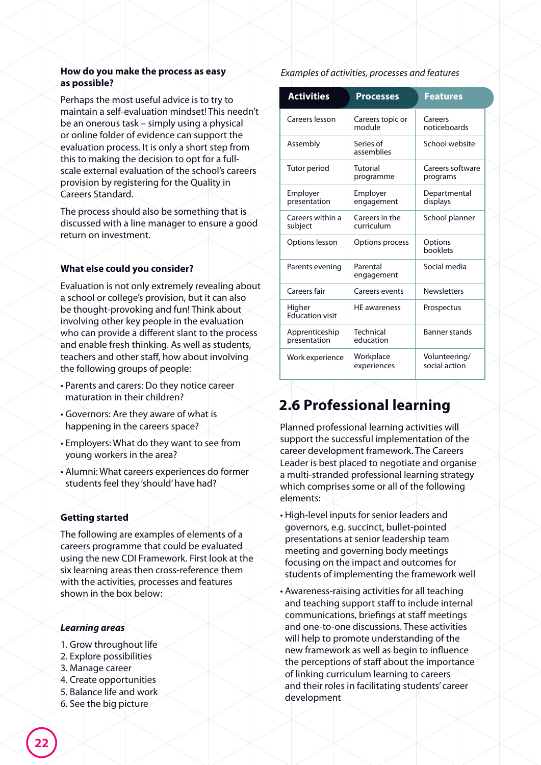### How do you make the process as easy as possible?

Perhaps the most useful advice is to try to maintain a self-evaluation mindset! This needn't be an onerous task – simply using a physical or online folder of evidence can support the evaluation process. It is only a short step from this to making the decision to opt for a full-scale external evaluation of the school's careers provision by registering for the Quality in Careers Standard.

The process should also be something that is discussed with a line manager to ensure a good return on investment.

### What else could you consider?

Evaluation is not only extremely revealing about a school or college's provision, but it can also be thought-provoking and fun! Think about involving other key people in the evaluation who can provide a different slant to the process and enable fresh thinking. As well as students, teachers and other staff, how about involving the following groups of people:

- Parents and carers: Do they notice career maturation in their children?
- Governors: Are they aware of what is happening in the careers space?
- Employers: What do they want to see from young workers in the area?
- Alumni: What careers experiences do former students feel they 'should' have had?

### Getting started

The following are examples of elements of a careers programme that could be evaluated using the new CDI Framework. First look at the six learning areas then cross-reference them with the activities, processes and features shown in the box below:

***Learning areas***

1. Grow throughout life
2. Explore possibilities
3. Manage career
4. Create opportunities
5. Balance life and work
6. See the big picture

*Examples of activities, processes and features*

| Activities | Processes | Features |
|---|---|---|
| Careers lesson | Careers topic or module | Careers noticeboards |
| Assembly | Series of assemblies | School website |
| Tutor period | Tutorial programme | Careers software programs |
| Employer presentation | Employer engagement | Departmental displays |
| Careers within a subject | Careers in the curriculum | School planner |
| Options lesson | Options process | Options booklets |
| Parents evening | Parental engagement | Social media |
| Careers fair | Careers events | Newsletters |
| Higher Education visit | HE awareness | Prospectus |
| Apprenticeship presentation | Technical education | Banner stands |
| Work experience | Workplace experiences | Volunteering/ social action |

## 2.6 Professional learning

Planned professional learning activities will support the successful implementation of the career development framework. The Careers Leader is best placed to negotiate and organise a multi-stranded professional learning strategy which comprises some or all of the following elements:

- High-level inputs for senior leaders and governors, e.g. succinct, bullet-pointed presentations at senior leadership team meeting and governing body meetings focusing on the impact and outcomes for students of implementing the framework well
- Awareness-raising activities for all teaching and teaching support staff to include internal communications, briefings at staff meetings and one-to-one discussions. These activities will help to promote understanding of the new framework as well as begin to influence the perceptions of staff about the importance of linking curriculum learning to careers and their roles in facilitating students' career development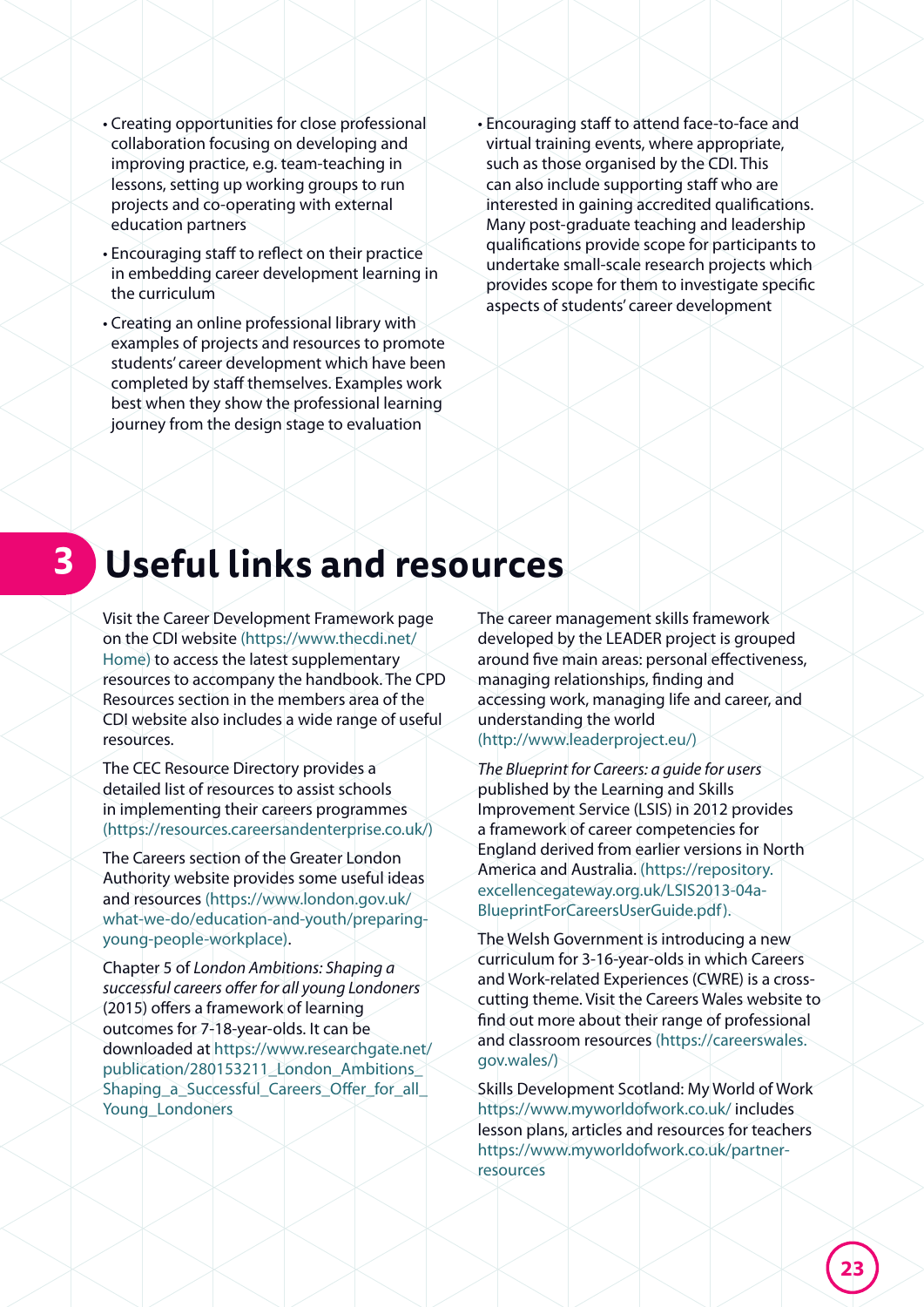- Creating opportunities for close professional collaboration focusing on developing and improving practice, e.g. team-teaching in lessons, setting up working groups to run projects and co-operating with external education partners
- Encouraging staff to reflect on their practice in embedding career development learning in the curriculum
- Creating an online professional library with examples of projects and resources to promote students' career development which have been completed by staff themselves. Examples work best when they show the professional learning journey from the design stage to evaluation
- Encouraging staff to attend face-to-face and virtual training events, where appropriate, such as those organised by the CDI. This can also include supporting staff who are interested in gaining accredited qualifications. Many post-graduate teaching and leadership qualifications provide scope for participants to undertake small-scale research projects which provides scope for them to investigate specific aspects of students' career development

# 3 Useful links and resources

Visit the Career Development Framework page on the CDI website (https://www.thecdi.net/Home) to access the latest supplementary resources to accompany the handbook. The CPD Resources section in the members area of the CDI website also includes a wide range of useful resources.

The CEC Resource Directory provides a detailed list of resources to assist schools in implementing their careers programmes (https://resources.careersandenterprise.co.uk/)

The Careers section of the Greater London Authority website provides some useful ideas and resources (https://www.london.gov.uk/what-we-do/education-and-youth/preparing-young-people-workplace).

Chapter 5 of *London Ambitions: Shaping a successful careers offer for all young Londoners* (2015) offers a framework of learning outcomes for 7-18-year-olds. It can be downloaded at https://www.researchgate.net/publication/280153211_London_Ambitions_Shaping_a_Successful_Careers_Offer_for_all_Young_Londoners

The career management skills framework developed by the LEADER project is grouped around five main areas: personal effectiveness, managing relationships, finding and accessing work, managing life and career, and understanding the world (http://www.leaderproject.eu/)

*The Blueprint for Careers: a guide for users* published by the Learning and Skills Improvement Service (LSIS) in 2012 provides a framework of career competencies for England derived from earlier versions in North America and Australia. (https://repository.excellencegateway.org.uk/LSIS2013-04a-BlueprintForCareersUserGuide.pdf).

The Welsh Government is introducing a new curriculum for 3-16-year-olds in which Careers and Work-related Experiences (CWRE) is a cross-cutting theme. Visit the Careers Wales website to find out more about their range of professional and classroom resources (https://careerswales.gov.wales/)

Skills Development Scotland: My World of Work https://www.myworldofwork.co.uk/ includes lesson plans, articles and resources for teachers https://www.myworldofwork.co.uk/partner-resources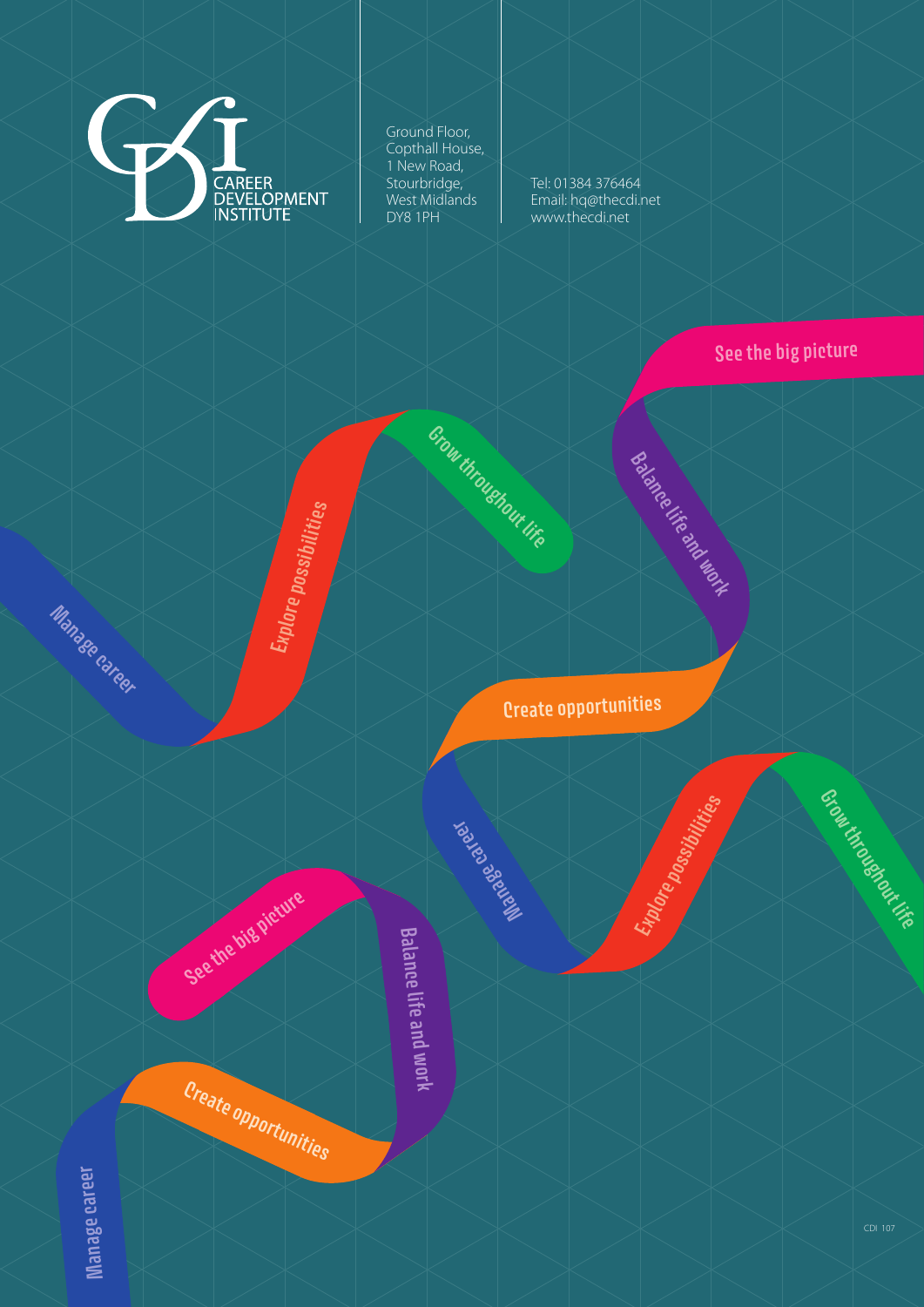CAREER DEVELOPMENT INSTITUTE

Ground Floor,
Copthall House,
1 New Road,
Stourbridge,
West Midlands
DY8 1PH

Tel: 01384 376464
Email: hq@thecdi.net
www.thecdi.net

See the big picture

Grow throughout life

Balance life and work

Explore possibilities

Manage career

Create opportunities

Manage career

Explore possibilities

Grow throughout life

See the big picture

Balance life and work

Create opportunities

Manage career

CDI 107